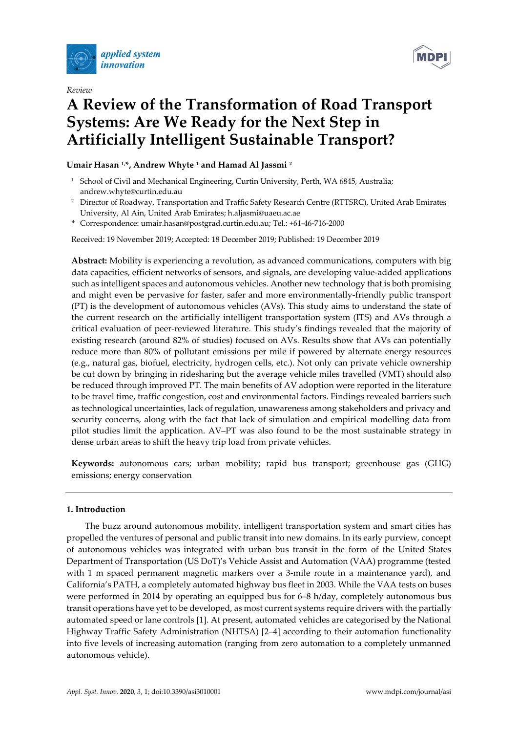*Review*

# A Review of the Transformation of Road Transport Systems: Are We Ready for the Next Step in Artificially Intelligent Sustainable Transport?

**Umair Hasan [1,*], Andrew Whyte [1] and Hamad Al Jassmi [2]**

[1] School of Civil and Mechanical Engineering, Curtin University, Perth, WA 6845, Australia; andrew.whyte@curtin.edu.au

[2] Director of Roadway, Transportation and Traffic Safety Research Centre (RTTSRC), United Arab Emirates University, Al Ain, United Arab Emirates; h.aljasmi@uaeu.ac.ae

\* Correspondence: umair.hasan@postgrad.curtin.edu.au; Tel.: +61-46-716-2000

Received: 19 November 2019; Accepted: 18 December 2019; Published: 19 December 2019

**Abstract:** Mobility is experiencing a revolution, as advanced communications, computers with big data capacities, efficient networks of sensors, and signals, are developing value-added applications such as intelligent spaces and autonomous vehicles. Another new technology that is both promising and might even be pervasive for faster, safer and more environmentally-friendly public transport (PT) is the development of autonomous vehicles (AVs). This study aims to understand the state of the current research on the artificially intelligent transportation system (ITS) and AVs through a critical evaluation of peer-reviewed literature. This study's findings revealed that the majority of existing research (around 82% of studies) focused on AVs. Results show that AVs can potentially reduce more than 80% of pollutant emissions per mile if powered by alternate energy resources (e.g., natural gas, biofuel, electricity, hydrogen cells, etc.). Not only can private vehicle ownership be cut down by bringing in ridesharing but the average vehicle miles travelled (VMT) should also be reduced through improved PT. The main benefits of AV adoption were reported in the literature to be travel time, traffic congestion, cost and environmental factors. Findings revealed barriers such as technological uncertainties, lack of regulation, unawareness among stakeholders and privacy and security concerns, along with the fact that lack of simulation and empirical modelling data from pilot studies limit the application. AV–PT was also found to be the most sustainable strategy in dense urban areas to shift the heavy trip load from private vehicles.

**Keywords:** autonomous cars; urban mobility; rapid bus transport; greenhouse gas (GHG) emissions; energy conservation

## 1. Introduction

The buzz around autonomous mobility, intelligent transportation system and smart cities has propelled the ventures of personal and public transit into new domains. In its early purview, concept of autonomous vehicles was integrated with urban bus transit in the form of the United States Department of Transportation (US DoT)'s Vehicle Assist and Automation (VAA) programme (tested with 1 m spaced permanent magnetic markers over a 3-mile route in a maintenance yard), and California's PATH, a completely automated highway bus fleet in 2003. While the VAA tests on buses were performed in 2014 by operating an equipped bus for 6–8 h/day, completely autonomous bus transit operations have yet to be developed, as most current systems require drivers with the partially automated speed or lane controls [1]. At present, automated vehicles are categorised by the National Highway Traffic Safety Administration (NHTSA) [2–4] according to their automation functionality into five levels of increasing automation (ranging from zero automation to a completely unmanned autonomous vehicle).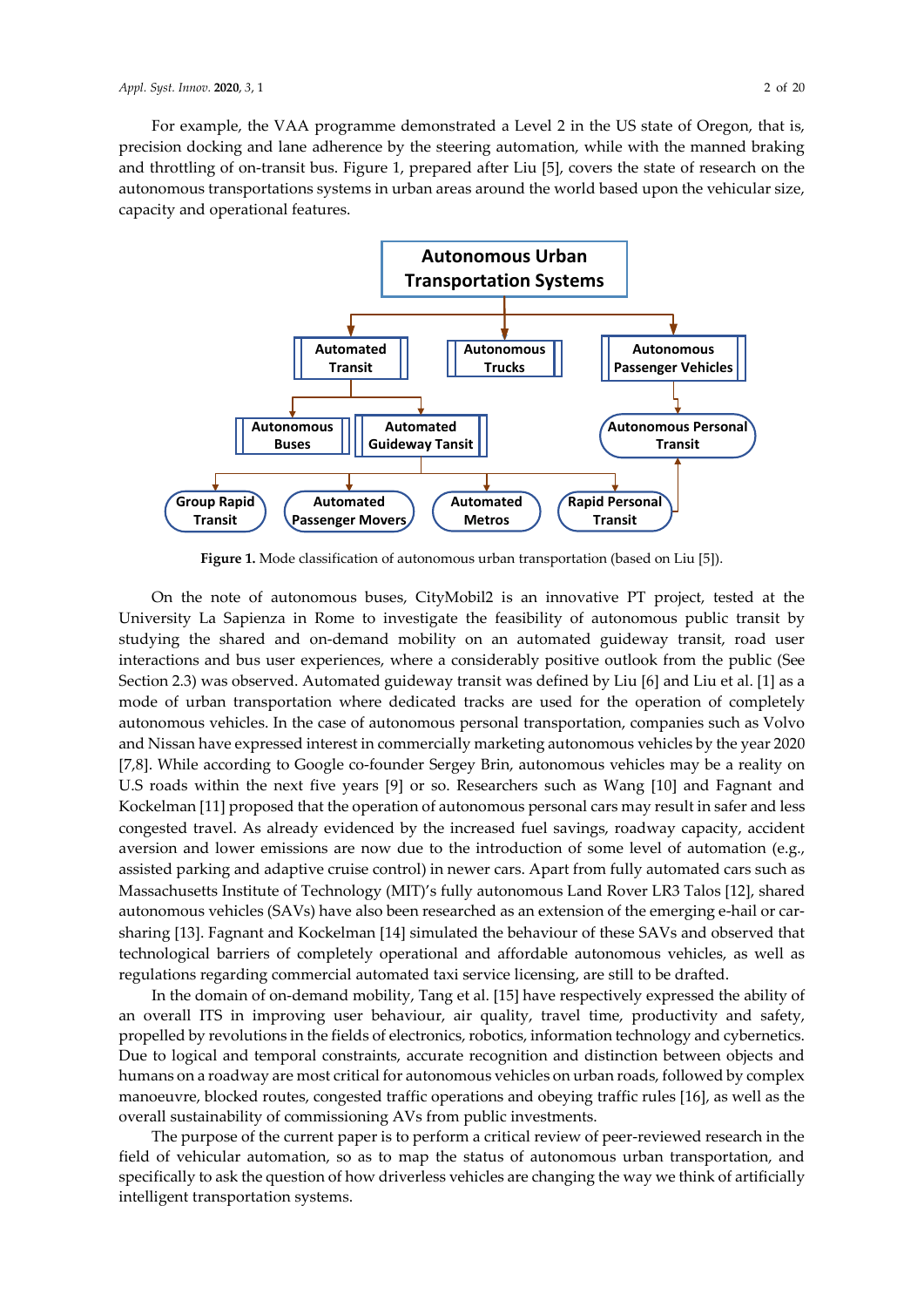For example, the VAA programme demonstrated a Level 2 in the US state of Oregon, that is, precision docking and lane adherence by the steering automation, while with the manned braking and throttling of on-transit bus. Figure 1, prepared after Liu [5], covers the state of research on the autonomous transportations systems in urban areas around the world based upon the vehicular size, capacity and operational features.

- Autonomous Urban Transportation Systems
  - Automated Transit
    - Autonomous Buses
    - Automated Guideway Tansit
      - Group Rapid Transit
      - Automated Passenger Movers
      - Automated Metros
      - Rapid Personal Transit
  - Autonomous Trucks
  - Autonomous Passenger Vehicles
    - Autonomous Personal Transit

**Figure 1.** Mode classification of autonomous urban transportation (based on Liu [5]).

On the note of autonomous buses, CityMobil2 is an innovative PT project, tested at the University La Sapienza in Rome to investigate the feasibility of autonomous public transit by studying the shared and on-demand mobility on an automated guideway transit, road user interactions and bus user experiences, where a considerably positive outlook from the public (See Section 2.3) was observed. Automated guideway transit was defined by Liu [6] and Liu et al. [1] as a mode of urban transportation where dedicated tracks are used for the operation of completely autonomous vehicles. In the case of autonomous personal transportation, companies such as Volvo and Nissan have expressed interest in commercially marketing autonomous vehicles by the year 2020 [7,8]. While according to Google co-founder Sergey Brin, autonomous vehicles may be a reality on U.S roads within the next five years [9] or so. Researchers such as Wang [10] and Fagnant and Kockelman [11] proposed that the operation of autonomous personal cars may result in safer and less congested travel. As already evidenced by the increased fuel savings, roadway capacity, accident aversion and lower emissions are now due to the introduction of some level of automation (e.g., assisted parking and adaptive cruise control) in newer cars. Apart from fully automated cars such as Massachusetts Institute of Technology (MIT)'s fully autonomous Land Rover LR3 Talos [12], shared autonomous vehicles (SAVs) have also been researched as an extension of the emerging e-hail or car-sharing [13]. Fagnant and Kockelman [14] simulated the behaviour of these SAVs and observed that technological barriers of completely operational and affordable autonomous vehicles, as well as regulations regarding commercial automated taxi service licensing, are still to be drafted.

In the domain of on-demand mobility, Tang et al. [15] have respectively expressed the ability of an overall ITS in improving user behaviour, air quality, travel time, productivity and safety, propelled by revolutions in the fields of electronics, robotics, information technology and cybernetics. Due to logical and temporal constraints, accurate recognition and distinction between objects and humans on a roadway are most critical for autonomous vehicles on urban roads, followed by complex manoeuvre, blocked routes, congested traffic operations and obeying traffic rules [16], as well as the overall sustainability of commissioning AVs from public investments.

The purpose of the current paper is to perform a critical review of peer-reviewed research in the field of vehicular automation, so as to map the status of autonomous urban transportation, and specifically to ask the question of how driverless vehicles are changing the way we think of artificially intelligent transportation systems.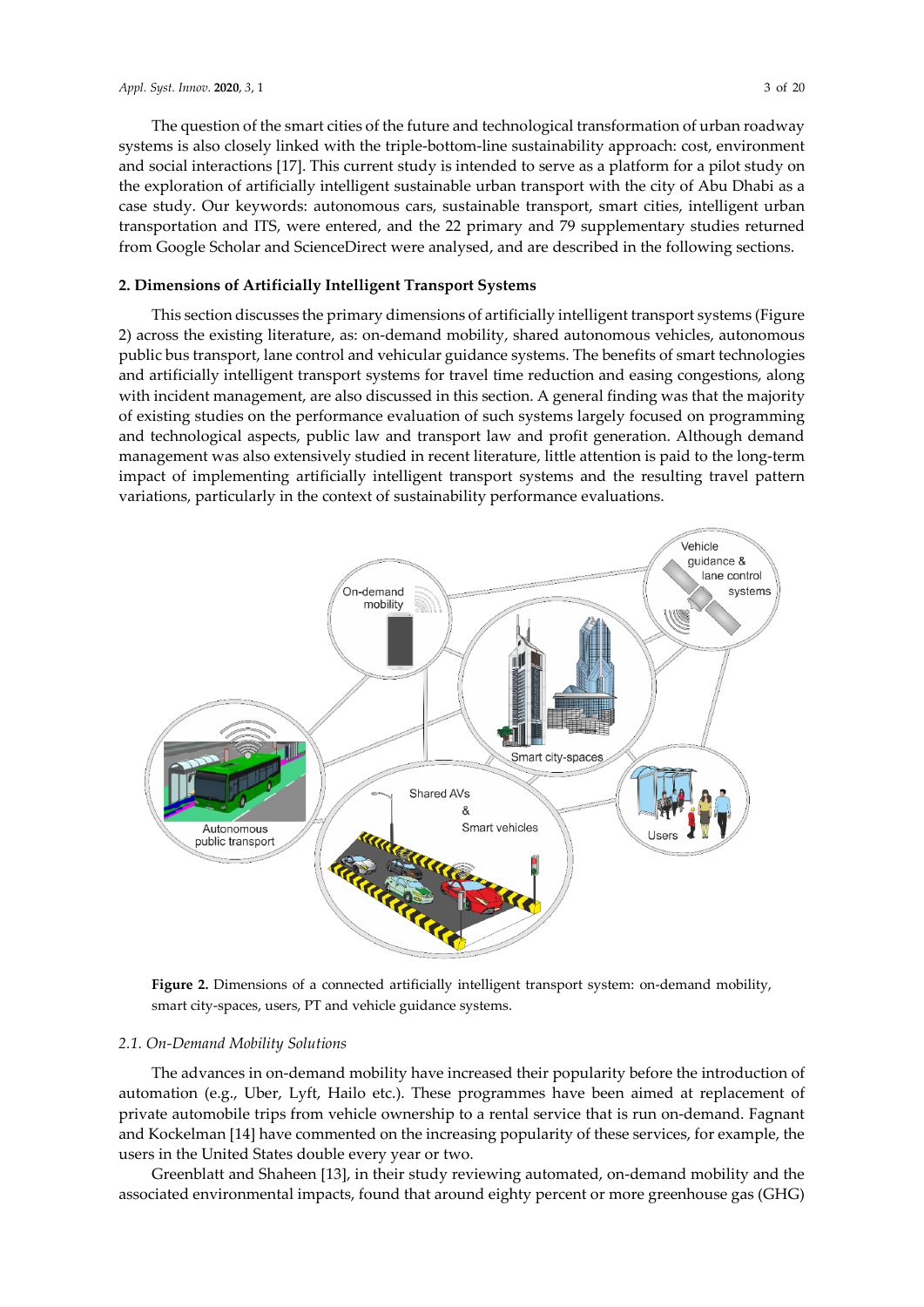The question of the smart cities of the future and technological transformation of urban roadway systems is also closely linked with the triple-bottom-line sustainability approach: cost, environment and social interactions [17]. This current study is intended to serve as a platform for a pilot study on the exploration of artificially intelligent sustainable urban transport with the city of Abu Dhabi as a case study. Our keywords: autonomous cars, sustainable transport, smart cities, intelligent urban transportation and ITS, were entered, and the 22 primary and 79 supplementary studies returned from Google Scholar and ScienceDirect were analysed, and are described in the following sections.

## 2. Dimensions of Artificially Intelligent Transport Systems

This section discusses the primary dimensions of artificially intelligent transport systems (Figure 2) across the existing literature, as: on-demand mobility, shared autonomous vehicles, autonomous public bus transport, lane control and vehicular guidance systems. The benefits of smart technologies and artificially intelligent transport systems for travel time reduction and easing congestions, along with incident management, are also discussed in this section. A general finding was that the majority of existing studies on the performance evaluation of such systems largely focused on programming and technological aspects, public law and transport law and profit generation. Although demand management was also extensively studied in recent literature, little attention is paid to the long-term impact of implementing artificially intelligent transport systems and the resulting travel pattern variations, particularly in the context of sustainability performance evaluations.

**Figure 2.** Dimensions of a connected artificially intelligent transport system: on-demand mobility, smart city-spaces, users, PT and vehicle guidance systems.

### 2.1. On-Demand Mobility Solutions

The advances in on-demand mobility have increased their popularity before the introduction of automation (e.g., Uber, Lyft, Hailo etc.). These programmes have been aimed at replacement of private automobile trips from vehicle ownership to a rental service that is run on-demand. Fagnant and Kockelman [14] have commented on the increasing popularity of these services, for example, the users in the United States double every year or two.

Greenblatt and Shaheen [13], in their study reviewing automated, on-demand mobility and the associated environmental impacts, found that around eighty percent or more greenhouse gas (GHG)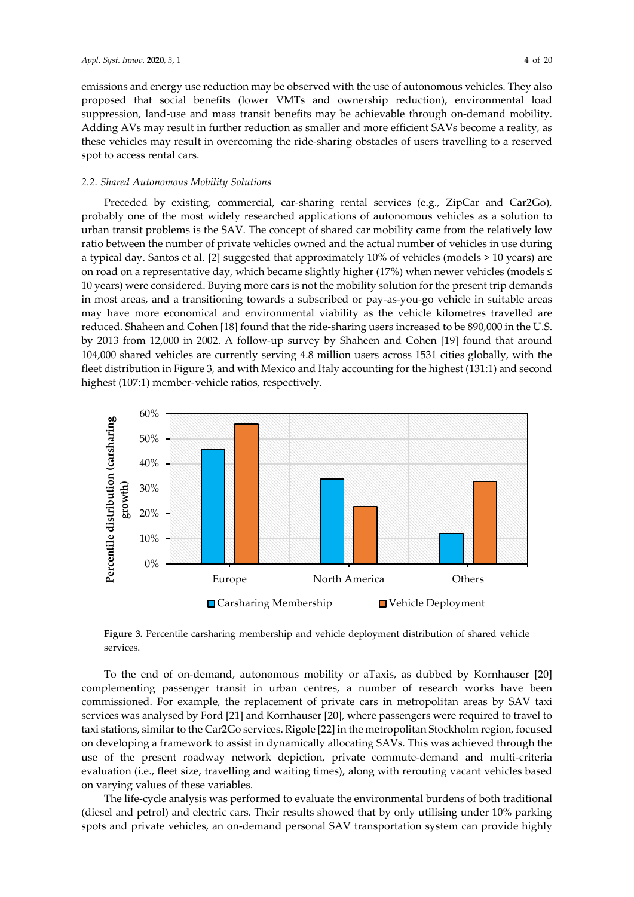emissions and energy use reduction may be observed with the use of autonomous vehicles. They also proposed that social benefits (lower VMTs and ownership reduction), environmental load suppression, land-use and mass transit benefits may be achievable through on-demand mobility. Adding AVs may result in further reduction as smaller and more efficient SAVs become a reality, as these vehicles may result in overcoming the ride-sharing obstacles of users travelling to a reserved spot to access rental cars.

### 2.2. Shared Autonomous Mobility Solutions

Preceded by existing, commercial, car-sharing rental services (e.g., ZipCar and Car2Go), probably one of the most widely researched applications of autonomous vehicles as a solution to urban transit problems is the SAV. The concept of shared car mobility came from the relatively low ratio between the number of private vehicles owned and the actual number of vehicles in use during a typical day. Santos et al. [2] suggested that approximately 10% of vehicles (models > 10 years) are on road on a representative day, which became slightly higher (17%) when newer vehicles (models ≤ 10 years) were considered. Buying more cars is not the mobility solution for the present trip demands in most areas, and a transitioning towards a subscribed or pay-as-you-go vehicle in suitable areas may have more economical and environmental viability as the vehicle kilometres travelled are reduced. Shaheen and Cohen [18] found that the ride-sharing users increased to be 890,000 in the U.S. by 2013 from 12,000 in 2002. A follow-up survey by Shaheen and Cohen [19] found that around 104,000 shared vehicles are currently serving 4.8 million users across 1531 cities globally, with the fleet distribution in Figure 3, and with Mexico and Italy accounting for the highest (131:1) and second highest (107:1) member-vehicle ratios, respectively.

**Figure 3.** Percentile carsharing membership and vehicle deployment distribution of shared vehicle services.

To the end of on-demand, autonomous mobility or aTaxis, as dubbed by Kornhauser [20] complementing passenger transit in urban centres, a number of research works have been commissioned. For example, the replacement of private cars in metropolitan areas by SAV taxi services was analysed by Ford [21] and Kornhauser [20], where passengers were required to travel to taxi stations, similar to the Car2Go services. Rigole [22] in the metropolitan Stockholm region, focused on developing a framework to assist in dynamically allocating SAVs. This was achieved through the use of the present roadway network depiction, private commute-demand and multi-criteria evaluation (i.e., fleet size, travelling and waiting times), along with rerouting vacant vehicles based on varying values of these variables.

The life-cycle analysis was performed to evaluate the environmental burdens of both traditional (diesel and petrol) and electric cars. Their results showed that by only utilising under 10% parking spots and private vehicles, an on-demand personal SAV transportation system can provide highly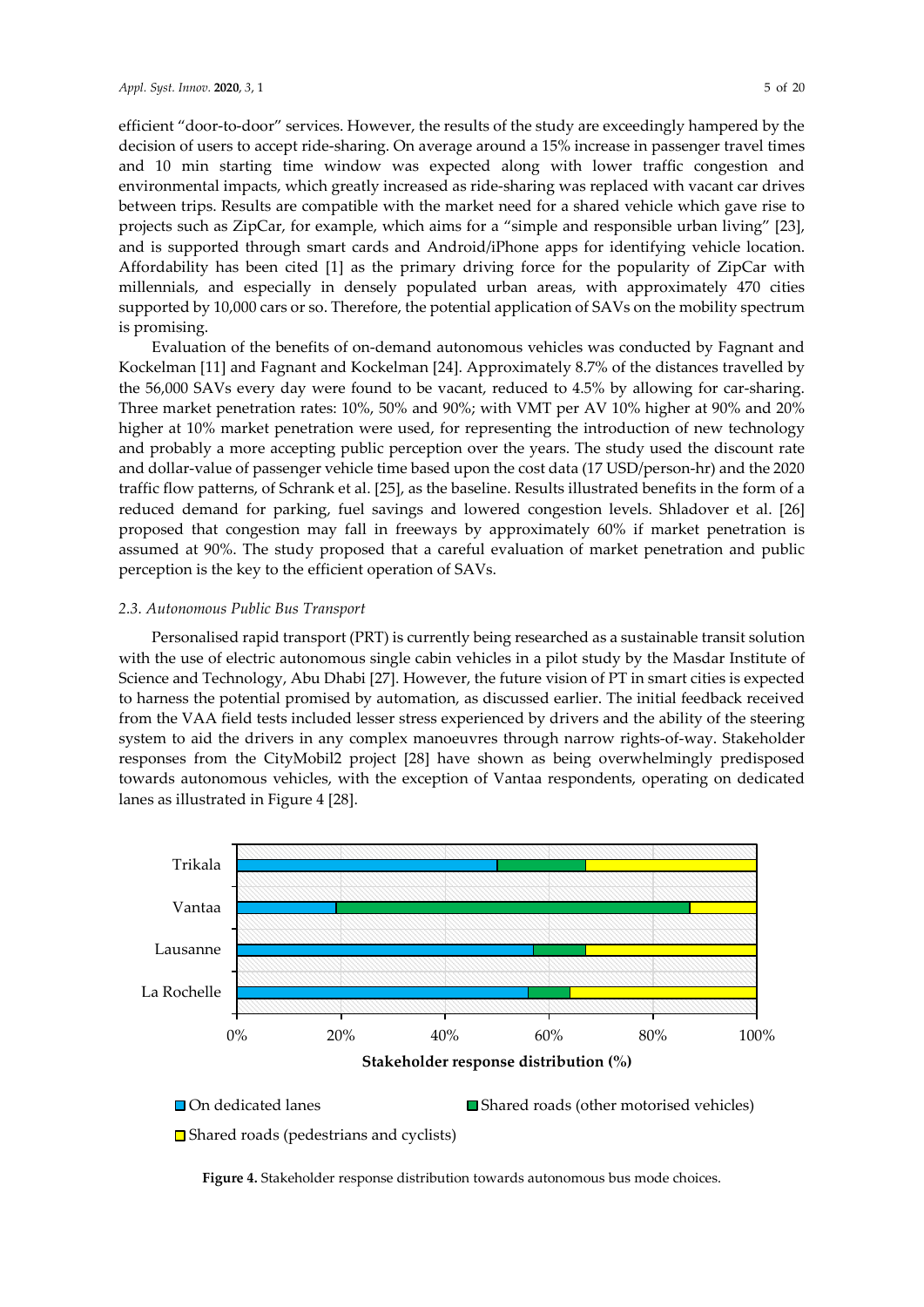efficient "door-to-door" services. However, the results of the study are exceedingly hampered by the decision of users to accept ride-sharing. On average around a 15% increase in passenger travel times and 10 min starting time window was expected along with lower traffic congestion and environmental impacts, which greatly increased as ride-sharing was replaced with vacant car drives between trips. Results are compatible with the market need for a shared vehicle which gave rise to projects such as ZipCar, for example, which aims for a "simple and responsible urban living" [23], and is supported through smart cards and Android/iPhone apps for identifying vehicle location. Affordability has been cited [1] as the primary driving force for the popularity of ZipCar with millennials, and especially in densely populated urban areas, with approximately 470 cities supported by 10,000 cars or so. Therefore, the potential application of SAVs on the mobility spectrum is promising.

Evaluation of the benefits of on-demand autonomous vehicles was conducted by Fagnant and Kockelman [11] and Fagnant and Kockelman [24]. Approximately 8.7% of the distances travelled by the 56,000 SAVs every day were found to be vacant, reduced to 4.5% by allowing for car-sharing. Three market penetration rates: 10%, 50% and 90%; with VMT per AV 10% higher at 90% and 20% higher at 10% market penetration were used, for representing the introduction of new technology and probably a more accepting public perception over the years. The study used the discount rate and dollar-value of passenger vehicle time based upon the cost data (17 USD/person-hr) and the 2020 traffic flow patterns, of Schrank et al. [25], as the baseline. Results illustrated benefits in the form of a reduced demand for parking, fuel savings and lowered congestion levels. Shladover et al. [26] proposed that congestion may fall in freeways by approximately 60% if market penetration is assumed at 90%. The study proposed that a careful evaluation of market penetration and public perception is the key to the efficient operation of SAVs.

### *2.3. Autonomous Public Bus Transport*

Personalised rapid transport (PRT) is currently being researched as a sustainable transit solution with the use of electric autonomous single cabin vehicles in a pilot study by the Masdar Institute of Science and Technology, Abu Dhabi [27]. However, the future vision of PT in smart cities is expected to harness the potential promised by automation, as discussed earlier. The initial feedback received from the VAA field tests included lesser stress experienced by drivers and the ability of the steering system to aid the drivers in any complex manoeuvres through narrow rights-of-way. Stakeholder responses from the CityMobil2 project [28] have shown as being overwhelmingly predisposed towards autonomous vehicles, with the exception of Vantaa respondents, operating on dedicated lanes as illustrated in Figure 4 [28].

**Figure 4.** Stakeholder response distribution towards autonomous bus mode choices.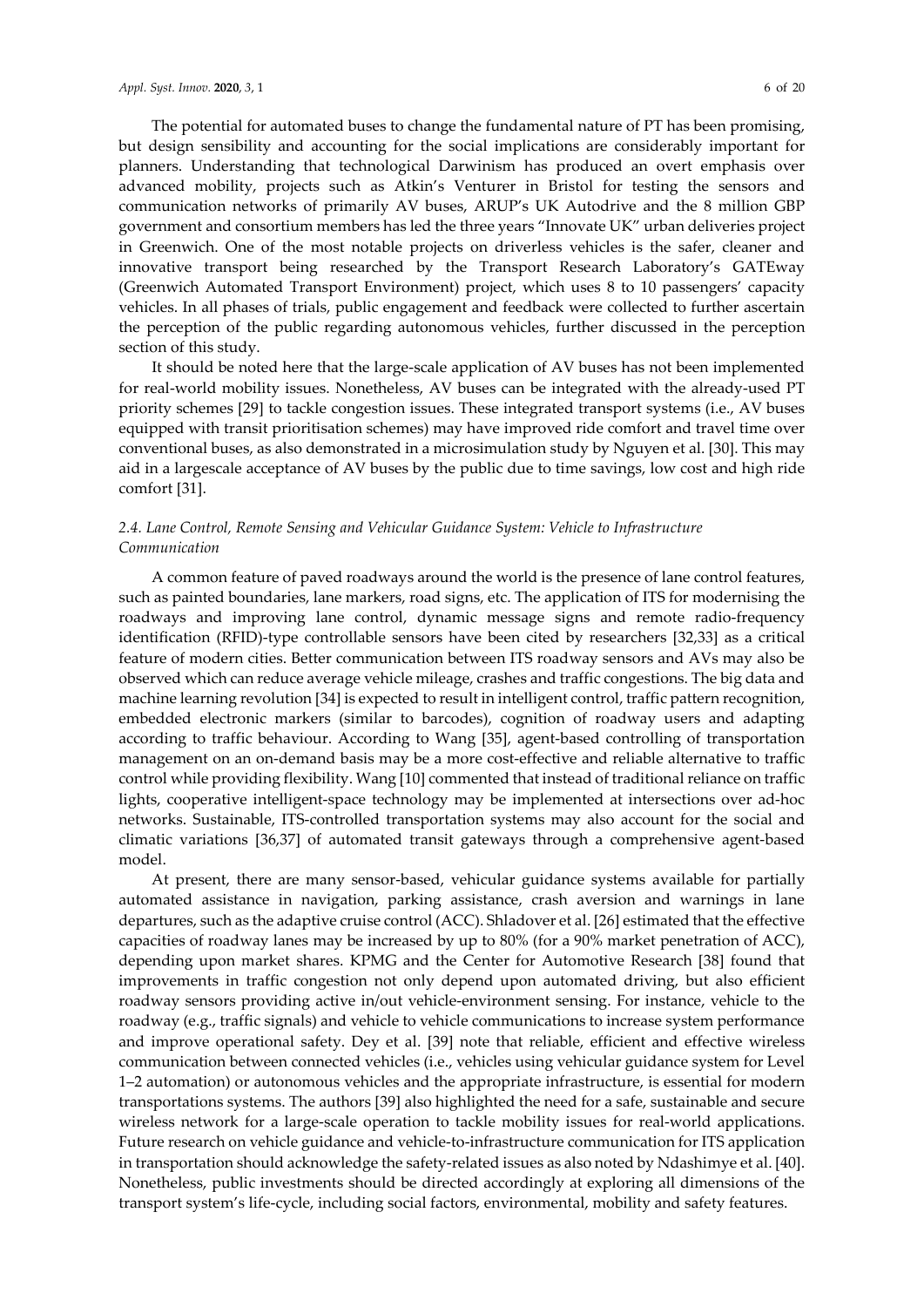The potential for automated buses to change the fundamental nature of PT has been promising, but design sensibility and accounting for the social implications are considerably important for planners. Understanding that technological Darwinism has produced an overt emphasis over advanced mobility, projects such as Atkin's Venturer in Bristol for testing the sensors and communication networks of primarily AV buses, ARUP's UK Autodrive and the 8 million GBP government and consortium members has led the three years "Innovate UK" urban deliveries project in Greenwich. One of the most notable projects on driverless vehicles is the safer, cleaner and innovative transport being researched by the Transport Research Laboratory's GATEway (Greenwich Automated Transport Environment) project, which uses 8 to 10 passengers' capacity vehicles. In all phases of trials, public engagement and feedback were collected to further ascertain the perception of the public regarding autonomous vehicles, further discussed in the perception section of this study.

It should be noted here that the large-scale application of AV buses has not been implemented for real-world mobility issues. Nonetheless, AV buses can be integrated with the already-used PT priority schemes [29] to tackle congestion issues. These integrated transport systems (i.e., AV buses equipped with transit prioritisation schemes) may have improved ride comfort and travel time over conventional buses, as also demonstrated in a microsimulation study by Nguyen et al. [30]. This may aid in a largescale acceptance of AV buses by the public due to time savings, low cost and high ride comfort [31].

### *2.4. Lane Control, Remote Sensing and Vehicular Guidance System: Vehicle to Infrastructure Communication*

A common feature of paved roadways around the world is the presence of lane control features, such as painted boundaries, lane markers, road signs, etc. The application of ITS for modernising the roadways and improving lane control, dynamic message signs and remote radio-frequency identification (RFID)-type controllable sensors have been cited by researchers [32,33] as a critical feature of modern cities. Better communication between ITS roadway sensors and AVs may also be observed which can reduce average vehicle mileage, crashes and traffic congestions. The big data and machine learning revolution [34] is expected to result in intelligent control, traffic pattern recognition, embedded electronic markers (similar to barcodes), cognition of roadway users and adapting according to traffic behaviour. According to Wang [35], agent-based controlling of transportation management on an on-demand basis may be a more cost-effective and reliable alternative to traffic control while providing flexibility. Wang [10] commented that instead of traditional reliance on traffic lights, cooperative intelligent-space technology may be implemented at intersections over ad-hoc networks. Sustainable, ITS-controlled transportation systems may also account for the social and climatic variations [36,37] of automated transit gateways through a comprehensive agent-based model.

At present, there are many sensor-based, vehicular guidance systems available for partially automated assistance in navigation, parking assistance, crash aversion and warnings in lane departures, such as the adaptive cruise control (ACC). Shladover et al. [26] estimated that the effective capacities of roadway lanes may be increased by up to 80% (for a 90% market penetration of ACC), depending upon market shares. KPMG and the Center for Automotive Research [38] found that improvements in traffic congestion not only depend upon automated driving, but also efficient roadway sensors providing active in/out vehicle-environment sensing. For instance, vehicle to the roadway (e.g., traffic signals) and vehicle to vehicle communications to increase system performance and improve operational safety. Dey et al. [39] note that reliable, efficient and effective wireless communication between connected vehicles (i.e., vehicles using vehicular guidance system for Level 1–2 automation) or autonomous vehicles and the appropriate infrastructure, is essential for modern transportations systems. The authors [39] also highlighted the need for a safe, sustainable and secure wireless network for a large-scale operation to tackle mobility issues for real-world applications. Future research on vehicle guidance and vehicle-to-infrastructure communication for ITS application in transportation should acknowledge the safety-related issues as also noted by Ndashimye et al. [40]. Nonetheless, public investments should be directed accordingly at exploring all dimensions of the transport system's life-cycle, including social factors, environmental, mobility and safety features.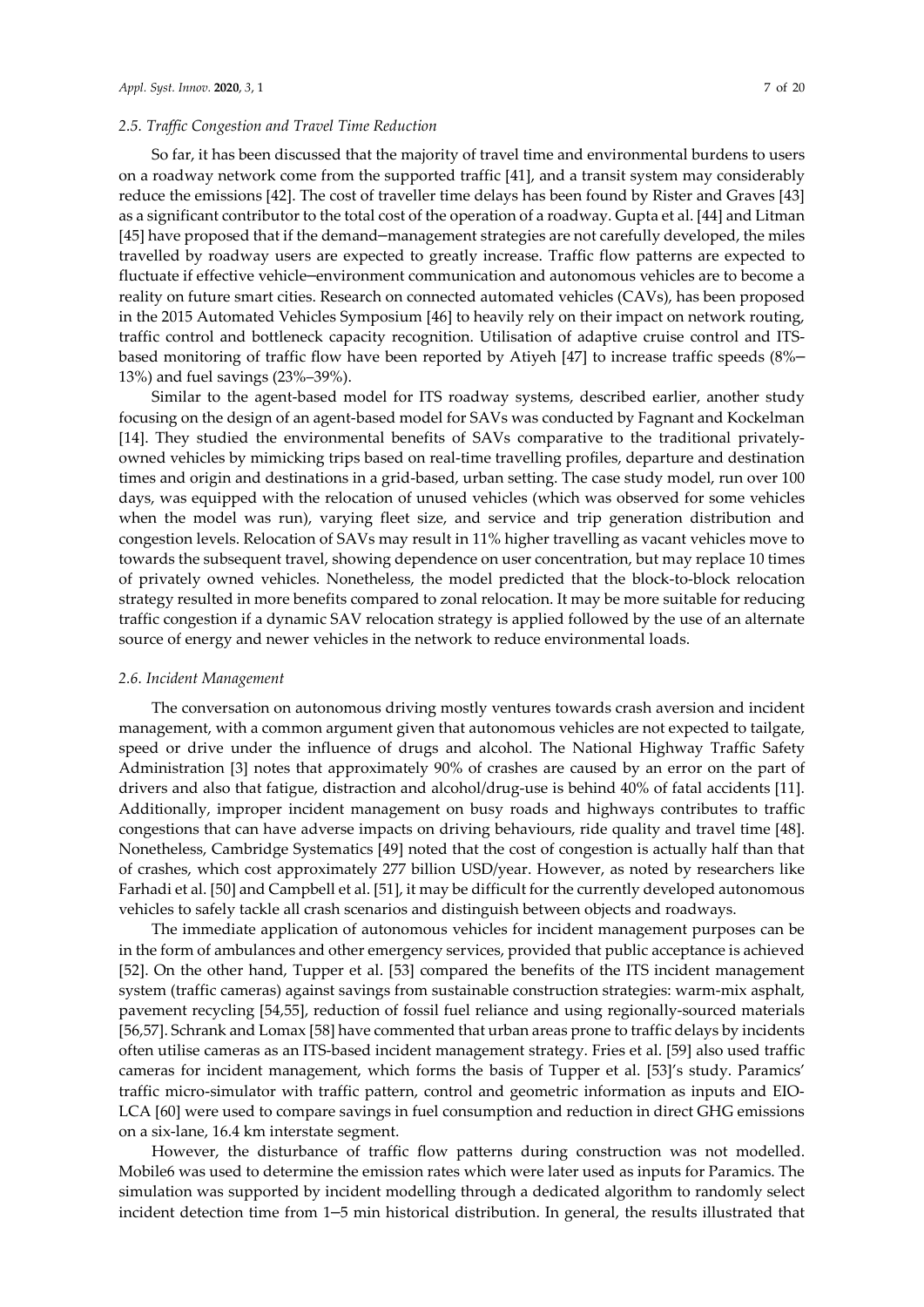### 2.5. Traffic Congestion and Travel Time Reduction

So far, it has been discussed that the majority of travel time and environmental burdens to users on a roadway network come from the supported traffic [41], and a transit system may considerably reduce the emissions [42]. The cost of traveller time delays has been found by Rister and Graves [43] as a significant contributor to the total cost of the operation of a roadway. Gupta et al. [44] and Litman [45] have proposed that if the demand–management strategies are not carefully developed, the miles travelled by roadway users are expected to greatly increase. Traffic flow patterns are expected to fluctuate if effective vehicle–environment communication and autonomous vehicles are to become a reality on future smart cities. Research on connected automated vehicles (CAVs), has been proposed in the 2015 Automated Vehicles Symposium [46] to heavily rely on their impact on network routing, traffic control and bottleneck capacity recognition. Utilisation of adaptive cruise control and ITS-based monitoring of traffic flow have been reported by Atiyeh [47] to increase traffic speeds (8%–13%) and fuel savings (23%–39%).

Similar to the agent-based model for ITS roadway systems, described earlier, another study focusing on the design of an agent-based model for SAVs was conducted by Fagnant and Kockelman [14]. They studied the environmental benefits of SAVs comparative to the traditional privately-owned vehicles by mimicking trips based on real-time travelling profiles, departure and destination times and origin and destinations in a grid-based, urban setting. The case study model, run over 100 days, was equipped with the relocation of unused vehicles (which was observed for some vehicles when the model was run), varying fleet size, and service and trip generation distribution and congestion levels. Relocation of SAVs may result in 11% higher travelling as vacant vehicles move to towards the subsequent travel, showing dependence on user concentration, but may replace 10 times of privately owned vehicles. Nonetheless, the model predicted that the block-to-block relocation strategy resulted in more benefits compared to zonal relocation. It may be more suitable for reducing traffic congestion if a dynamic SAV relocation strategy is applied followed by the use of an alternate source of energy and newer vehicles in the network to reduce environmental loads.

### 2.6. Incident Management

The conversation on autonomous driving mostly ventures towards crash aversion and incident management, with a common argument given that autonomous vehicles are not expected to tailgate, speed or drive under the influence of drugs and alcohol. The National Highway Traffic Safety Administration [3] notes that approximately 90% of crashes are caused by an error on the part of drivers and also that fatigue, distraction and alcohol/drug-use is behind 40% of fatal accidents [11]. Additionally, improper incident management on busy roads and highways contributes to traffic congestions that can have adverse impacts on driving behaviours, ride quality and travel time [48]. Nonetheless, Cambridge Systematics [49] noted that the cost of congestion is actually half than that of crashes, which cost approximately 277 billion USD/year. However, as noted by researchers like Farhadi et al. [50] and Campbell et al. [51], it may be difficult for the currently developed autonomous vehicles to safely tackle all crash scenarios and distinguish between objects and roadways.

The immediate application of autonomous vehicles for incident management purposes can be in the form of ambulances and other emergency services, provided that public acceptance is achieved [52]. On the other hand, Tupper et al. [53] compared the benefits of the ITS incident management system (traffic cameras) against savings from sustainable construction strategies: warm-mix asphalt, pavement recycling [54,55], reduction of fossil fuel reliance and using regionally-sourced materials [56,57]. Schrank and Lomax [58] have commented that urban areas prone to traffic delays by incidents often utilise cameras as an ITS-based incident management strategy. Fries et al. [59] also used traffic cameras for incident management, which forms the basis of Tupper et al. [53]'s study. Paramics' traffic micro-simulator with traffic pattern, control and geometric information as inputs and EIO-LCA [60] were used to compare savings in fuel consumption and reduction in direct GHG emissions on a six-lane, 16.4 km interstate segment.

However, the disturbance of traffic flow patterns during construction was not modelled. Mobile6 was used to determine the emission rates which were later used as inputs for Paramics. The simulation was supported by incident modelling through a dedicated algorithm to randomly select incident detection time from 1–5 min historical distribution. In general, the results illustrated that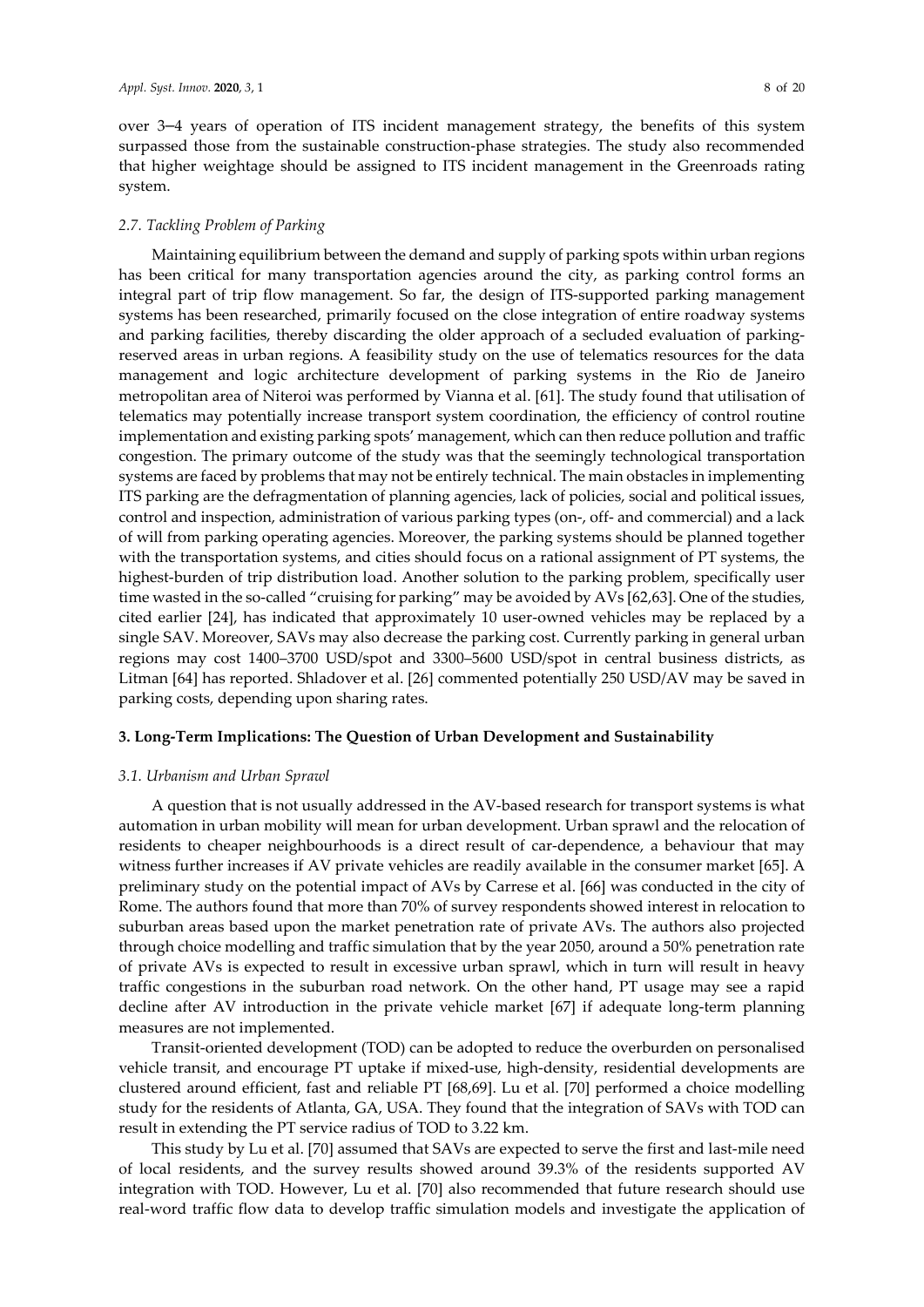over 3–4 years of operation of ITS incident management strategy, the benefits of this system surpassed those from the sustainable construction-phase strategies. The study also recommended that higher weightage should be assigned to ITS incident management in the Greenroads rating system.

### *2.7. Tackling Problem of Parking*

Maintaining equilibrium between the demand and supply of parking spots within urban regions has been critical for many transportation agencies around the city, as parking control forms an integral part of trip flow management. So far, the design of ITS-supported parking management systems has been researched, primarily focused on the close integration of entire roadway systems and parking facilities, thereby discarding the older approach of a secluded evaluation of parking-reserved areas in urban regions. A feasibility study on the use of telematics resources for the data management and logic architecture development of parking systems in the Rio de Janeiro metropolitan area of Niteroi was performed by Vianna et al. [61]. The study found that utilisation of telematics may potentially increase transport system coordination, the efficiency of control routine implementation and existing parking spots' management, which can then reduce pollution and traffic congestion. The primary outcome of the study was that the seemingly technological transportation systems are faced by problems that may not be entirely technical. The main obstacles in implementing ITS parking are the defragmentation of planning agencies, lack of policies, social and political issues, control and inspection, administration of various parking types (on-, off- and commercial) and a lack of will from parking operating agencies. Moreover, the parking systems should be planned together with the transportation systems, and cities should focus on a rational assignment of PT systems, the highest-burden of trip distribution load. Another solution to the parking problem, specifically user time wasted in the so-called "cruising for parking" may be avoided by AVs [62,63]. One of the studies, cited earlier [24], has indicated that approximately 10 user-owned vehicles may be replaced by a single SAV. Moreover, SAVs may also decrease the parking cost. Currently parking in general urban regions may cost 1400–3700 USD/spot and 3300–5600 USD/spot in central business districts, as Litman [64] has reported. Shladover et al. [26] commented potentially 250 USD/AV may be saved in parking costs, depending upon sharing rates.

## **3. Long-Term Implications: The Question of Urban Development and Sustainability**

### *3.1. Urbanism and Urban Sprawl*

A question that is not usually addressed in the AV-based research for transport systems is what automation in urban mobility will mean for urban development. Urban sprawl and the relocation of residents to cheaper neighbourhoods is a direct result of car-dependence, a behaviour that may witness further increases if AV private vehicles are readily available in the consumer market [65]. A preliminary study on the potential impact of AVs by Carrese et al. [66] was conducted in the city of Rome. The authors found that more than 70% of survey respondents showed interest in relocation to suburban areas based upon the market penetration rate of private AVs. The authors also projected through choice modelling and traffic simulation that by the year 2050, around a 50% penetration rate of private AVs is expected to result in excessive urban sprawl, which in turn will result in heavy traffic congestions in the suburban road network. On the other hand, PT usage may see a rapid decline after AV introduction in the private vehicle market [67] if adequate long-term planning measures are not implemented.

Transit-oriented development (TOD) can be adopted to reduce the overburden on personalised vehicle transit, and encourage PT uptake if mixed-use, high-density, residential developments are clustered around efficient, fast and reliable PT [68,69]. Lu et al. [70] performed a choice modelling study for the residents of Atlanta, GA, USA. They found that the integration of SAVs with TOD can result in extending the PT service radius of TOD to 3.22 km.

This study by Lu et al. [70] assumed that SAVs are expected to serve the first and last-mile need of local residents, and the survey results showed around 39.3% of the residents supported AV integration with TOD. However, Lu et al. [70] also recommended that future research should use real-word traffic flow data to develop traffic simulation models and investigate the application of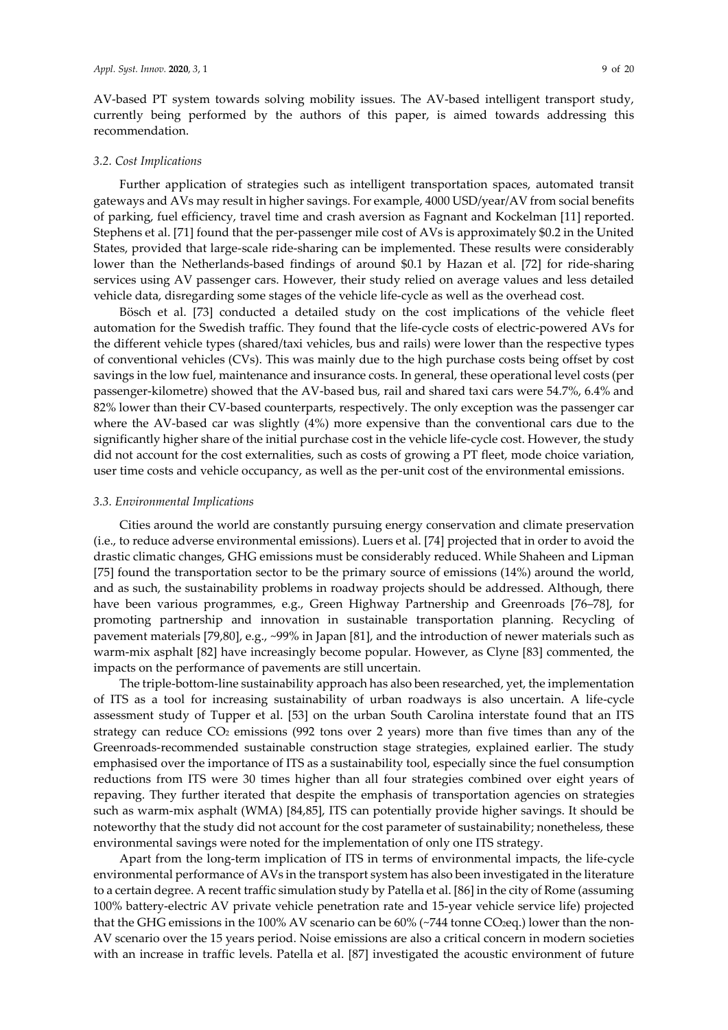AV-based PT system towards solving mobility issues. The AV-based intelligent transport study, currently being performed by the authors of this paper, is aimed towards addressing this recommendation.

### *3.2. Cost Implications*

Further application of strategies such as intelligent transportation spaces, automated transit gateways and AVs may result in higher savings. For example, 4000 USD/year/AV from social benefits of parking, fuel efficiency, travel time and crash aversion as Fagnant and Kockelman [11] reported. Stephens et al. [71] found that the per-passenger mile cost of AVs is approximately \$0.2 in the United States, provided that large-scale ride-sharing can be implemented. These results were considerably lower than the Netherlands-based findings of around \$0.1 by Hazan et al. [72] for ride-sharing services using AV passenger cars. However, their study relied on average values and less detailed vehicle data, disregarding some stages of the vehicle life-cycle as well as the overhead cost.

Bösch et al. [73] conducted a detailed study on the cost implications of the vehicle fleet automation for the Swedish traffic. They found that the life-cycle costs of electric-powered AVs for the different vehicle types (shared/taxi vehicles, bus and rails) were lower than the respective types of conventional vehicles (CVs). This was mainly due to the high purchase costs being offset by cost savings in the low fuel, maintenance and insurance costs. In general, these operational level costs (per passenger-kilometre) showed that the AV-based bus, rail and shared taxi cars were 54.7%, 6.4% and 82% lower than their CV-based counterparts, respectively. The only exception was the passenger car where the AV-based car was slightly (4%) more expensive than the conventional cars due to the significantly higher share of the initial purchase cost in the vehicle life-cycle cost. However, the study did not account for the cost externalities, such as costs of growing a PT fleet, mode choice variation, user time costs and vehicle occupancy, as well as the per-unit cost of the environmental emissions.

### *3.3. Environmental Implications*

Cities around the world are constantly pursuing energy conservation and climate preservation (i.e., to reduce adverse environmental emissions). Luers et al. [74] projected that in order to avoid the drastic climatic changes, GHG emissions must be considerably reduced. While Shaheen and Lipman [75] found the transportation sector to be the primary source of emissions (14%) around the world, and as such, the sustainability problems in roadway projects should be addressed. Although, there have been various programmes, e.g., Green Highway Partnership and Greenroads [76–78], for promoting partnership and innovation in sustainable transportation planning. Recycling of pavement materials [79,80], e.g., ~99% in Japan [81], and the introduction of newer materials such as warm-mix asphalt [82] have increasingly become popular. However, as Clyne [83] commented, the impacts on the performance of pavements are still uncertain.

The triple-bottom-line sustainability approach has also been researched, yet, the implementation of ITS as a tool for increasing sustainability of urban roadways is also uncertain. A life-cycle assessment study of Tupper et al. [53] on the urban South Carolina interstate found that an ITS strategy can reduce $CO_2$ emissions (992 tons over 2 years) more than five times than any of the Greenroads-recommended sustainable construction stage strategies, explained earlier. The study emphasised over the importance of ITS as a sustainability tool, especially since the fuel consumption reductions from ITS were 30 times higher than all four strategies combined over eight years of repaving. They further iterated that despite the emphasis of transportation agencies on strategies such as warm-mix asphalt (WMA) [84,85], ITS can potentially provide higher savings. It should be noteworthy that the study did not account for the cost parameter of sustainability; nonetheless, these environmental savings were noted for the implementation of only one ITS strategy.

Apart from the long-term implication of ITS in terms of environmental impacts, the life-cycle environmental performance of AVs in the transport system has also been investigated in the literature to a certain degree. A recent traffic simulation study by Patella et al. [86] in the city of Rome (assuming 100% battery-electric AV private vehicle penetration rate and 15-year vehicle service life) projected that the GHG emissions in the 100% AV scenario can be 60% (~744 tonne $CO_2$eq.) lower than the non-AV scenario over the 15 years period. Noise emissions are also a critical concern in modern societies with an increase in traffic levels. Patella et al. [87] investigated the acoustic environment of future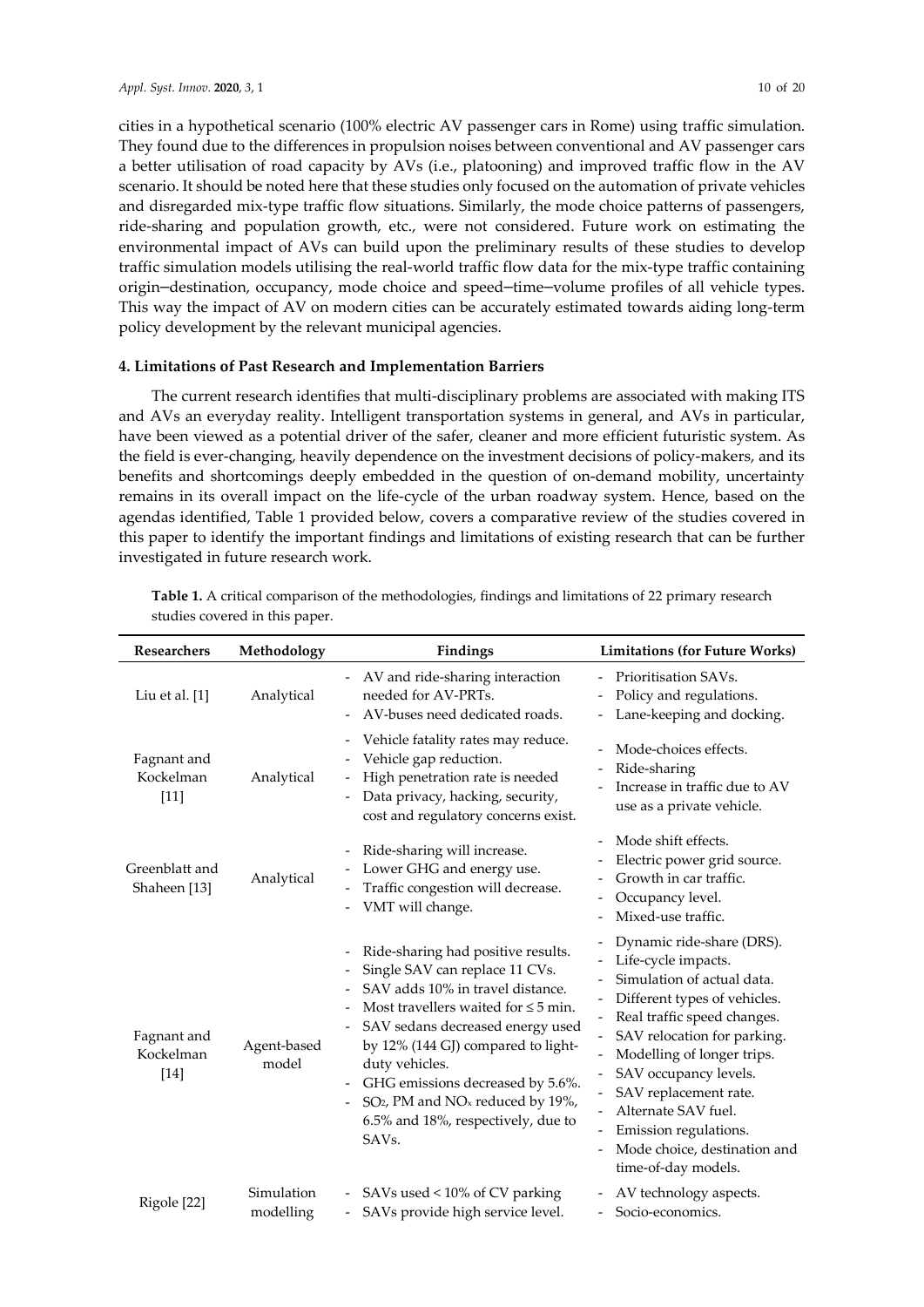cities in a hypothetical scenario (100% electric AV passenger cars in Rome) using traffic simulation. They found due to the differences in propulsion noises between conventional and AV passenger cars a better utilisation of road capacity by AVs (i.e., platooning) and improved traffic flow in the AV scenario. It should be noted here that these studies only focused on the automation of private vehicles and disregarded mix-type traffic flow situations. Similarly, the mode choice patterns of passengers, ride-sharing and population growth, etc., were not considered. Future work on estimating the environmental impact of AVs can build upon the preliminary results of these studies to develop traffic simulation models utilising the real-world traffic flow data for the mix-type traffic containing origin–destination, occupancy, mode choice and speed–time–volume profiles of all vehicle types. This way the impact of AV on modern cities can be accurately estimated towards aiding long-term policy development by the relevant municipal agencies.

## 4. Limitations of Past Research and Implementation Barriers

The current research identifies that multi-disciplinary problems are associated with making ITS and AVs an everyday reality. Intelligent transportation systems in general, and AVs in particular, have been viewed as a potential driver of the safer, cleaner and more efficient futuristic system. As the field is ever-changing, heavily dependence on the investment decisions of policy-makers, and its benefits and shortcomings deeply embedded in the question of on-demand mobility, uncertainty remains in its overall impact on the life-cycle of the urban roadway system. Hence, based on the agendas identified, Table 1 provided below, covers a comparative review of the studies covered in this paper to identify the important findings and limitations of existing research that can be further investigated in future research work.

**Table 1.** A critical comparison of the methodologies, findings and limitations of 22 primary research studies covered in this paper.

| Researchers | Methodology | Findings | Limitations (for Future Works) |
|---|---|---|---|
| Liu et al. [1] | Analytical | - AV and ride-sharing interaction needed for AV-PRTs.<br>- AV-buses need dedicated roads. | - Prioritisation SAVs.<br>- Policy and regulations.<br>- Lane-keeping and docking. |
| Fagnant and Kockelman [11] | Analytical | - Vehicle fatality rates may reduce.<br>- Vehicle gap reduction.<br>- High penetration rate is needed<br>- Data privacy, hacking, security, cost and regulatory concerns exist. | - Mode-choices effects.<br>- Ride-sharing<br>- Increase in traffic due to AV use as a private vehicle. |
| Greenblatt and Shaheen [13] | Analytical | - Ride-sharing will increase.<br>- Lower GHG and energy use.<br>- Traffic congestion will decrease.<br>- VMT will change. | - Mode shift effects.<br>- Electric power grid source.<br>- Growth in car traffic.<br>- Occupancy level.<br>- Mixed-use traffic. |
| Fagnant and Kockelman [14] | Agent-based model | - Ride-sharing had positive results.<br>- Single SAV can replace 11 CVs.<br>- SAV adds 10% in travel distance.<br>- Most travellers waited for ≤ 5 min.<br>- SAV sedans decreased energy used by 12% (144 GJ) compared to light-duty vehicles.<br>- GHG emissions decreased by 5.6%.<br>- $SO_2$, PM and $NO_x$ reduced by 19%, 6.5% and 18%, respectively, due to SAVs. | - Dynamic ride-share (DRS).<br>- Life-cycle impacts.<br>- Simulation of actual data.<br>- Different types of vehicles.<br>- Real traffic speed changes.<br>- SAV relocation for parking.<br>- Modelling of longer trips.<br>- SAV occupancy levels.<br>- SAV replacement rate.<br>- Alternate SAV fuel.<br>- Emission regulations.<br>- Mode choice, destination and time-of-day models. |
| Rigole [22] | Simulation modelling | - SAVs used < 10% of CV parking<br>- SAVs provide high service level. | - AV technology aspects.<br>- Socio-economics. |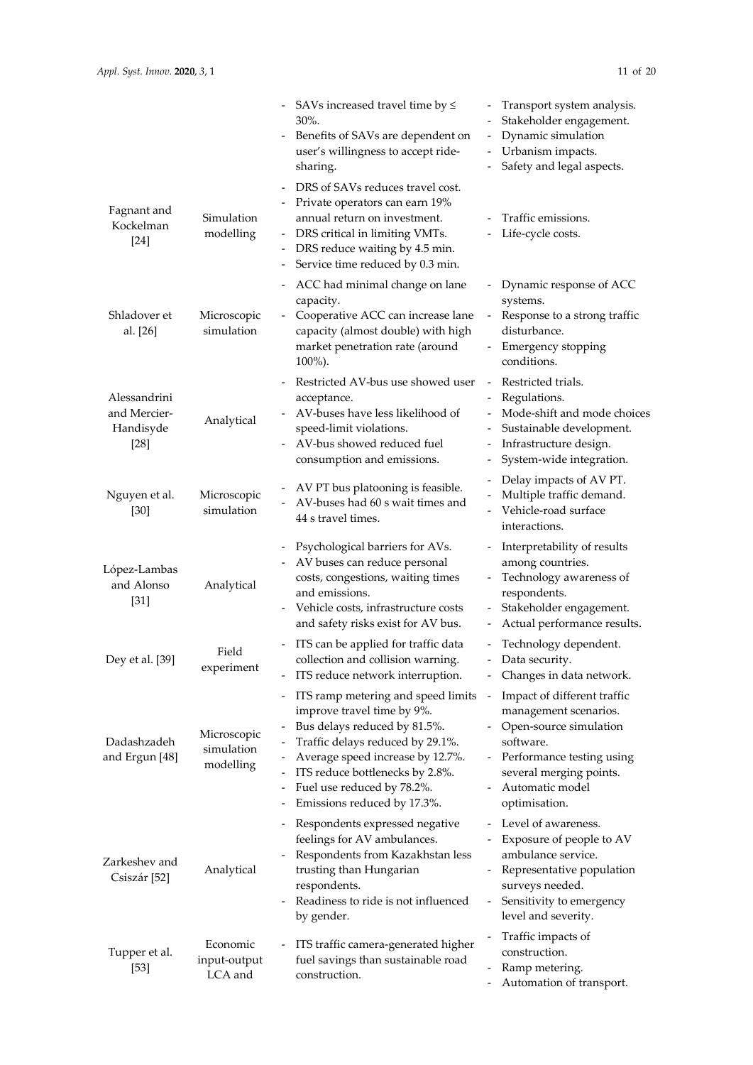| | | | |
|---|---|---|---|
| | | - SAVs increased travel time by ≤ 30%.<br>- Benefits of SAVs are dependent on user's willingness to accept ride-sharing. | - Transport system analysis.<br>- Stakeholder engagement.<br>- Dynamic simulation<br>- Urbanism impacts.<br>- Safety and legal aspects. |
| Fagnant and Kockelman [24] | Simulation modelling | - DRS of SAVs reduces travel cost.<br>- Private operators can earn 19% annual return on investment.<br>- DRS critical in limiting VMTs.<br>- DRS reduce waiting by 4.5 min.<br>- Service time reduced by 0.3 min. | - Traffic emissions.<br>- Life-cycle costs. |
| Shladover et al. [26] | Microscopic simulation | - ACC had minimal change on lane capacity.<br>- Cooperative ACC can increase lane capacity (almost double) with high market penetration rate (around 100%). | - Dynamic response of ACC systems.<br>- Response to a strong traffic disturbance.<br>- Emergency stopping conditions. |
| Alessandrini and Mercier-Handisyde [28] | Analytical | - Restricted AV-bus use showed user acceptance.<br>- AV-buses have less likelihood of speed-limit violations.<br>- AV-bus showed reduced fuel consumption and emissions. | - Restricted trials.<br>- Regulations.<br>- Mode-shift and mode choices<br>- Sustainable development.<br>- Infrastructure design.<br>- System-wide integration. |
| Nguyen et al. [30] | Microscopic simulation | - AV PT bus platooning is feasible.<br>- AV-buses had 60 s wait times and 44 s travel times. | - Delay impacts of AV PT.<br>- Multiple traffic demand.<br>- Vehicle-road surface interactions. |
| López-Lambas and Alonso [31] | Analytical | - Psychological barriers for AVs.<br>- AV buses can reduce personal costs, congestions, waiting times and emissions.<br>- Vehicle costs, infrastructure costs and safety risks exist for AV bus. | - Interpretability of results among countries.<br>- Technology awareness of respondents.<br>- Stakeholder engagement.<br>- Actual performance results. |
| Dey et al. [39] | Field experiment | - ITS can be applied for traffic data collection and collision warning.<br>- ITS reduce network interruption. | - Technology dependent.<br>- Data security.<br>- Changes in data network. |
| Dadashzadeh and Ergun [48] | Microscopic simulation modelling | - ITS ramp metering and speed limits improve travel time by 9%.<br>- Bus delays reduced by 81.5%.<br>- Traffic delays reduced by 29.1%.<br>- Average speed increase by 12.7%.<br>- ITS reduce bottlenecks by 2.8%.<br>- Fuel use reduced by 78.2%.<br>- Emissions reduced by 17.3%. | - Impact of different traffic management scenarios.<br>- Open-source simulation software.<br>- Performance testing using several merging points.<br>- Automatic model optimisation. |
| Zarkeshev and Csiszár [52] | Analytical | - Respondents expressed negative feelings for AV ambulances.<br>- Respondents from Kazakhstan less trusting than Hungarian respondents.<br>- Readiness to ride is not influenced by gender. | - Level of awareness.<br>- Exposure of people to AV ambulance service.<br>- Representative population surveys needed.<br>- Sensitivity to emergency level and severity. |
| Tupper et al. [53] | Economic input-output LCA and | - ITS traffic camera-generated higher fuel savings than sustainable road construction. | - Traffic impacts of construction.<br>- Ramp metering.<br>- Automation of transport. |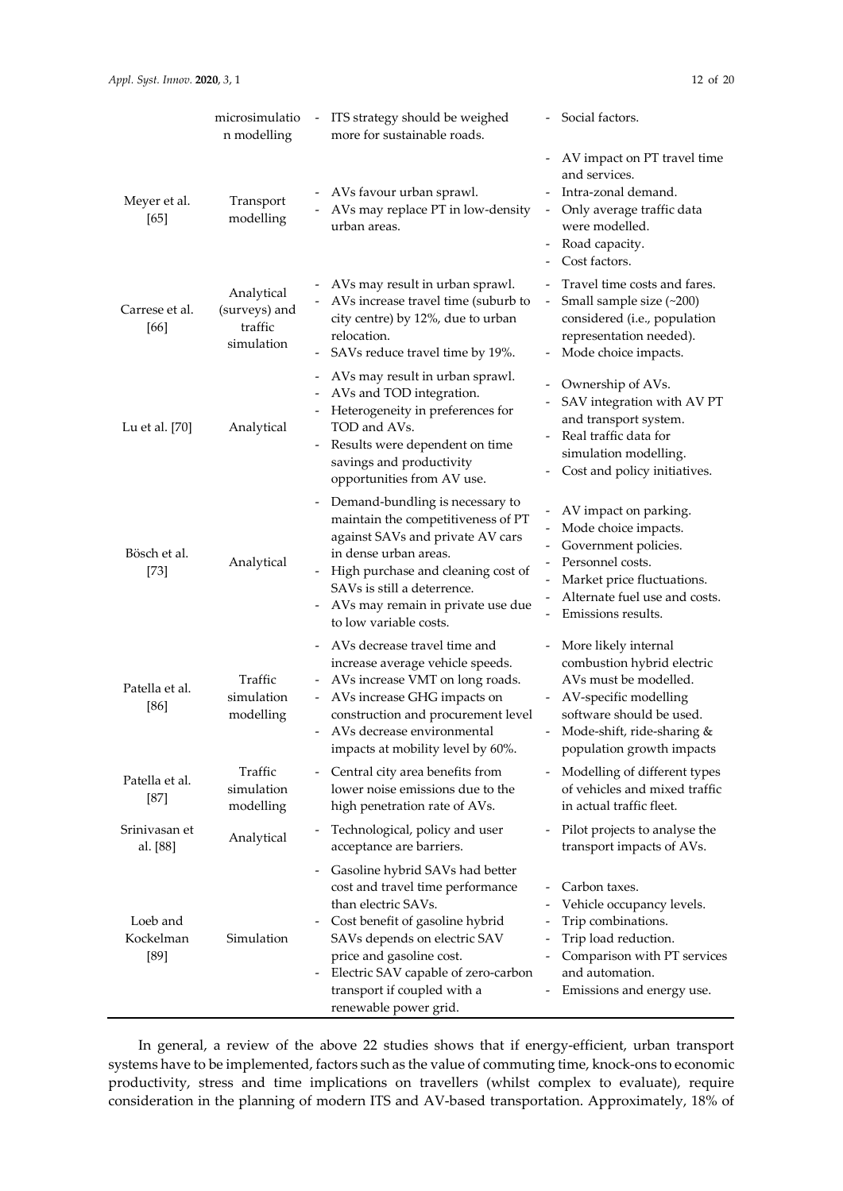| | microsimulation modelling | - ITS strategy should be weighed more for sustainable roads. | - Social factors. |
|---|---|---|---|
| Meyer et al. [65] | Transport modelling | - AVs favour urban sprawl.<br>- AVs may replace PT in low-density urban areas. | - AV impact on PT travel time and services.<br>- Intra-zonal demand.<br>- Only average traffic data were modelled.<br>- Road capacity.<br>- Cost factors. |
| Carrese et al. [66] | Analytical (surveys) and traffic simulation | - AVs may result in urban sprawl.<br>- AVs increase travel time (suburb to city centre) by 12%, due to urban relocation.<br>- SAVs reduce travel time by 19%. | - Travel time costs and fares.<br>- Small sample size (~200) considered (i.e., population representation needed).<br>- Mode choice impacts. |
| Lu et al. [70] | Analytical | - AVs may result in urban sprawl.<br>- AVs and TOD integration.<br>- Heterogeneity in preferences for TOD and AVs.<br>- Results were dependent on time savings and productivity opportunities from AV use. | - Ownership of AVs.<br>- SAV integration with AV PT and transport system.<br>- Real traffic data for simulation modelling.<br>- Cost and policy initiatives. |
| Bösch et al. [73] | Analytical | - Demand-bundling is necessary to maintain the competitiveness of PT against SAVs and private AV cars in dense urban areas.<br>- High purchase and cleaning cost of SAVs is still a deterrence.<br>- AVs may remain in private use due to low variable costs. | - AV impact on parking.<br>- Mode choice impacts.<br>- Government policies.<br>- Personnel costs.<br>- Market price fluctuations.<br>- Alternate fuel use and costs.<br>- Emissions results. |
| Patella et al. [86] | Traffic simulation modelling | - AVs decrease travel time and increase average vehicle speeds.<br>- AVs increase VMT on long roads.<br>- AVs increase GHG impacts on construction and procurement level<br>- AVs decrease environmental impacts at mobility level by 60%. | - More likely internal combustion hybrid electric AVs must be modelled.<br>- AV-specific modelling software should be used.<br>- Mode-shift, ride-sharing & population growth impacts |
| Patella et al. [87] | Traffic simulation modelling | - Central city area benefits from lower noise emissions due to the high penetration rate of AVs. | - Modelling of different types of vehicles and mixed traffic in actual traffic fleet. |
| Srinivasan et al. [88] | Analytical | - Technological, policy and user acceptance are barriers. | - Pilot projects to analyse the transport impacts of AVs. |
| Loeb and Kockelman [89] | Simulation | - Gasoline hybrid SAVs had better cost and travel time performance than electric SAVs.<br>- Cost benefit of gasoline hybrid SAVs depends on electric SAV price and gasoline cost.<br>- Electric SAV capable of zero-carbon transport if coupled with a renewable power grid. | - Carbon taxes.<br>- Vehicle occupancy levels.<br>- Trip combinations.<br>- Trip load reduction.<br>- Comparison with PT services and automation.<br>- Emissions and energy use. |

In general, a review of the above 22 studies shows that if energy-efficient, urban transport systems have to be implemented, factors such as the value of commuting time, knock-ons to economic productivity, stress and time implications on travellers (whilst complex to evaluate), require consideration in the planning of modern ITS and AV-based transportation. Approximately, 18% of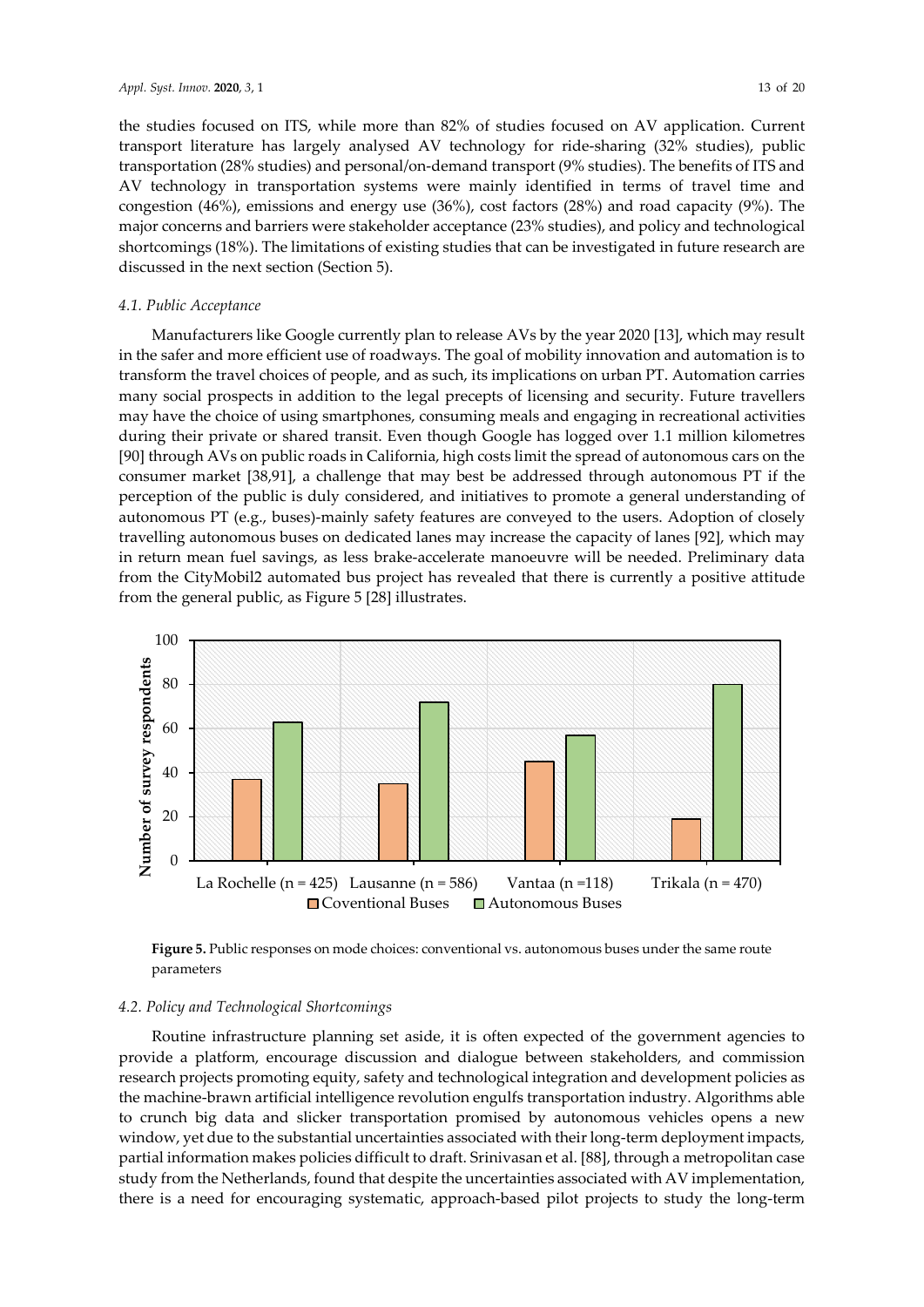the studies focused on ITS, while more than 82% of studies focused on AV application. Current transport literature has largely analysed AV technology for ride-sharing (32% studies), public transportation (28% studies) and personal/on-demand transport (9% studies). The benefits of ITS and AV technology in transportation systems were mainly identified in terms of travel time and congestion (46%), emissions and energy use (36%), cost factors (28%) and road capacity (9%). The major concerns and barriers were stakeholder acceptance (23% studies), and policy and technological shortcomings (18%). The limitations of existing studies that can be investigated in future research are discussed in the next section (Section 5).

### *4.1. Public Acceptance*

Manufacturers like Google currently plan to release AVs by the year 2020 [13], which may result in the safer and more efficient use of roadways. The goal of mobility innovation and automation is to transform the travel choices of people, and as such, its implications on urban PT. Automation carries many social prospects in addition to the legal precepts of licensing and security. Future travellers may have the choice of using smartphones, consuming meals and engaging in recreational activities during their private or shared transit. Even though Google has logged over 1.1 million kilometres [90] through AVs on public roads in California, high costs limit the spread of autonomous cars on the consumer market [38,91], a challenge that may best be addressed through autonomous PT if the perception of the public is duly considered, and initiatives to promote a general understanding of autonomous PT (e.g., buses)-mainly safety features are conveyed to the users. Adoption of closely travelling autonomous buses on dedicated lanes may increase the capacity of lanes [92], which may in return mean fuel savings, as less brake-accelerate manoeuvre will be needed. Preliminary data from the CityMobil2 automated bus project has revealed that there is currently a positive attitude from the general public, as Figure 5 [28] illustrates.

| | La Rochelle (n = 425) | Lausanne (n = 586) | Vantaa (n =118) | Trikala (n = 470) |
|---|---|---|---|---|
| Coventional Buses | 37 | 35 | 45 | 19 |
| Autonomous Buses | 63 | 72 | 57 | 80 |

**Figure 5.** Public responses on mode choices: conventional vs. autonomous buses under the same route parameters

### *4.2. Policy and Technological Shortcomings*

Routine infrastructure planning set aside, it is often expected of the government agencies to provide a platform, encourage discussion and dialogue between stakeholders, and commission research projects promoting equity, safety and technological integration and development policies as the machine-brawn artificial intelligence revolution engulfs transportation industry. Algorithms able to crunch big data and slicker transportation promised by autonomous vehicles opens a new window, yet due to the substantial uncertainties associated with their long-term deployment impacts, partial information makes policies difficult to draft. Srinivasan et al. [88], through a metropolitan case study from the Netherlands, found that despite the uncertainties associated with AV implementation, there is a need for encouraging systematic, approach-based pilot projects to study the long-term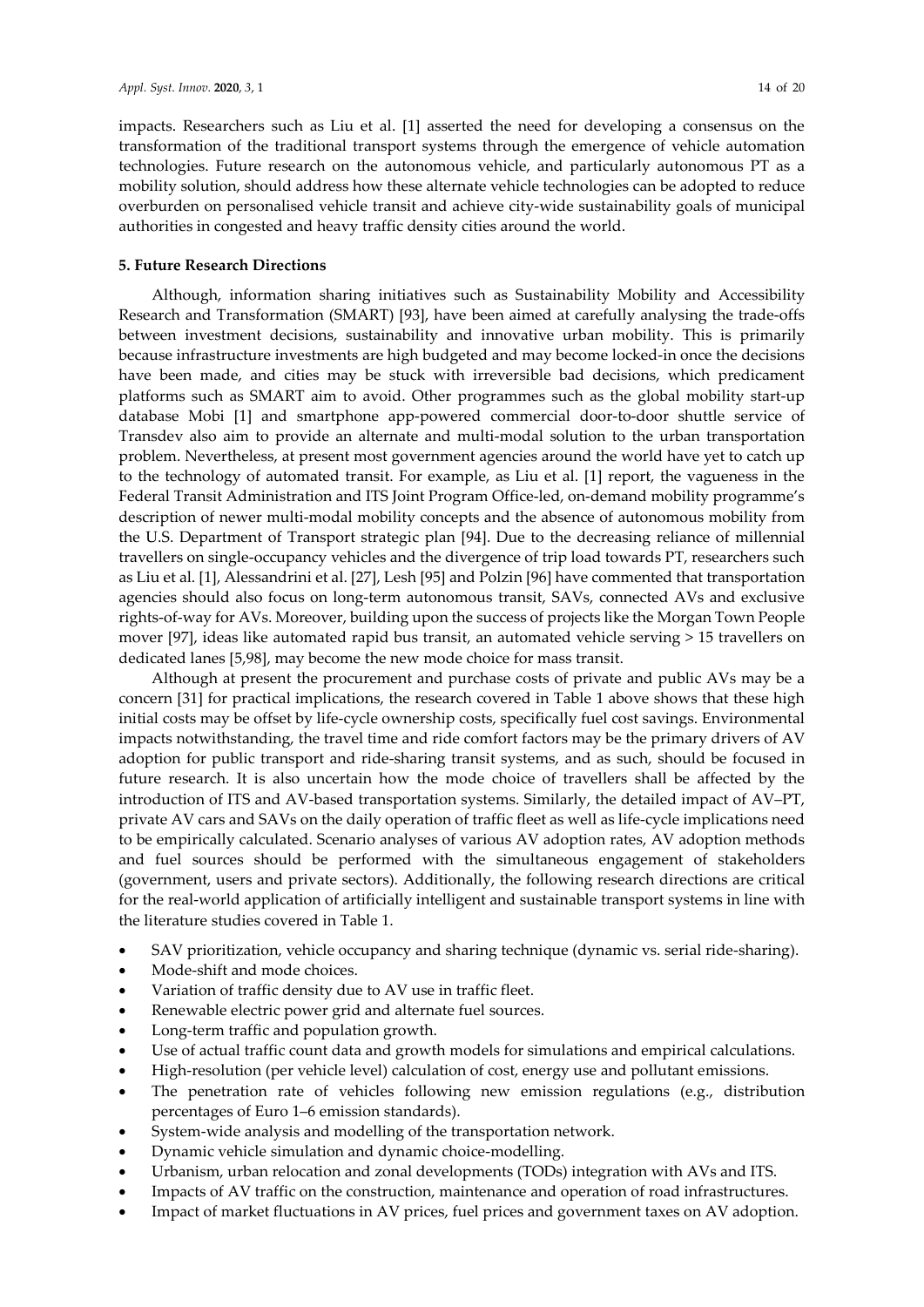impacts. Researchers such as Liu et al. [1] asserted the need for developing a consensus on the transformation of the traditional transport systems through the emergence of vehicle automation technologies. Future research on the autonomous vehicle, and particularly autonomous PT as a mobility solution, should address how these alternate vehicle technologies can be adopted to reduce overburden on personalised vehicle transit and achieve city-wide sustainability goals of municipal authorities in congested and heavy traffic density cities around the world.

## 5. Future Research Directions

Although, information sharing initiatives such as Sustainability Mobility and Accessibility Research and Transformation (SMART) [93], have been aimed at carefully analysing the trade-offs between investment decisions, sustainability and innovative urban mobility. This is primarily because infrastructure investments are high budgeted and may become locked-in once the decisions have been made, and cities may be stuck with irreversible bad decisions, which predicament platforms such as SMART aim to avoid. Other programmes such as the global mobility start-up database Mobi [1] and smartphone app-powered commercial door-to-door shuttle service of Transdev also aim to provide an alternate and multi-modal solution to the urban transportation problem. Nevertheless, at present most government agencies around the world have yet to catch up to the technology of automated transit. For example, as Liu et al. [1] report, the vagueness in the Federal Transit Administration and ITS Joint Program Office-led, on-demand mobility programme's description of newer multi-modal mobility concepts and the absence of autonomous mobility from the U.S. Department of Transport strategic plan [94]. Due to the decreasing reliance of millennial travellers on single-occupancy vehicles and the divergence of trip load towards PT, researchers such as Liu et al. [1], Alessandrini et al. [27], Lesh [95] and Polzin [96] have commented that transportation agencies should also focus on long-term autonomous transit, SAVs, connected AVs and exclusive rights-of-way for AVs. Moreover, building upon the success of projects like the Morgan Town People mover [97], ideas like automated rapid bus transit, an automated vehicle serving > 15 travellers on dedicated lanes [5,98], may become the new mode choice for mass transit.

Although at present the procurement and purchase costs of private and public AVs may be a concern [31] for practical implications, the research covered in Table 1 above shows that these high initial costs may be offset by life-cycle ownership costs, specifically fuel cost savings. Environmental impacts notwithstanding, the travel time and ride comfort factors may be the primary drivers of AV adoption for public transport and ride-sharing transit systems, and as such, should be focused in future research. It is also uncertain how the mode choice of travellers shall be affected by the introduction of ITS and AV-based transportation systems. Similarly, the detailed impact of AV–PT, private AV cars and SAVs on the daily operation of traffic fleet as well as life-cycle implications need to be empirically calculated. Scenario analyses of various AV adoption rates, AV adoption methods and fuel sources should be performed with the simultaneous engagement of stakeholders (government, users and private sectors). Additionally, the following research directions are critical for the real-world application of artificially intelligent and sustainable transport systems in line with the literature studies covered in Table 1.

- SAV prioritization, vehicle occupancy and sharing technique (dynamic vs. serial ride-sharing).
- Mode-shift and mode choices.
- Variation of traffic density due to AV use in traffic fleet.
- Renewable electric power grid and alternate fuel sources.
- Long-term traffic and population growth.
- Use of actual traffic count data and growth models for simulations and empirical calculations.
- High-resolution (per vehicle level) calculation of cost, energy use and pollutant emissions.
- The penetration rate of vehicles following new emission regulations (e.g., distribution percentages of Euro 1–6 emission standards).
- System-wide analysis and modelling of the transportation network.
- Dynamic vehicle simulation and dynamic choice-modelling.
- Urbanism, urban relocation and zonal developments (TODs) integration with AVs and ITS.
- Impacts of AV traffic on the construction, maintenance and operation of road infrastructures.
- Impact of market fluctuations in AV prices, fuel prices and government taxes on AV adoption.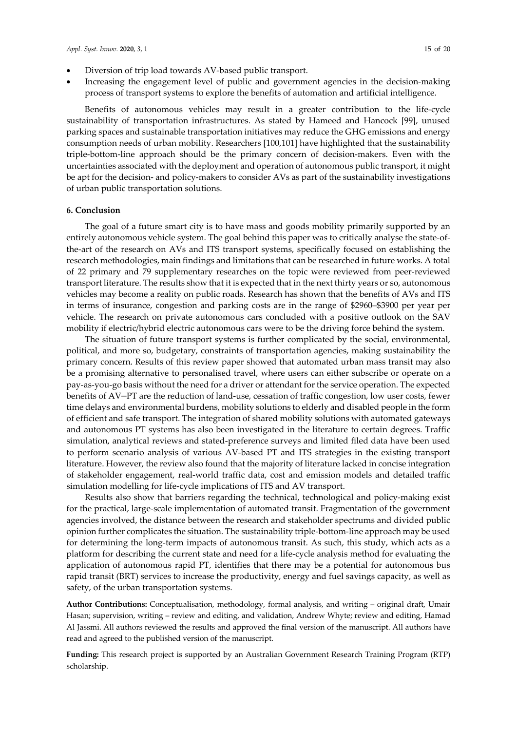- Diversion of trip load towards AV-based public transport.
- Increasing the engagement level of public and government agencies in the decision-making process of transport systems to explore the benefits of automation and artificial intelligence.

Benefits of autonomous vehicles may result in a greater contribution to the life-cycle sustainability of transportation infrastructures. As stated by Hameed and Hancock [99], unused parking spaces and sustainable transportation initiatives may reduce the GHG emissions and energy consumption needs of urban mobility. Researchers [100,101] have highlighted that the sustainability triple-bottom-line approach should be the primary concern of decision-makers. Even with the uncertainties associated with the deployment and operation of autonomous public transport, it might be apt for the decision- and policy-makers to consider AVs as part of the sustainability investigations of urban public transportation solutions.

## 6. Conclusion

The goal of a future smart city is to have mass and goods mobility primarily supported by an entirely autonomous vehicle system. The goal behind this paper was to critically analyse the state-of-the-art of the research on AVs and ITS transport systems, specifically focused on establishing the research methodologies, main findings and limitations that can be researched in future works. A total of 22 primary and 79 supplementary researches on the topic were reviewed from peer-reviewed transport literature. The results show that it is expected that in the next thirty years or so, autonomous vehicles may become a reality on public roads. Research has shown that the benefits of AVs and ITS in terms of insurance, congestion and parking costs are in the range of $2960–$3900 per year per vehicle. The research on private autonomous cars concluded with a positive outlook on the SAV mobility if electric/hybrid electric autonomous cars were to be the driving force behind the system.

The situation of future transport systems is further complicated by the social, environmental, political, and more so, budgetary, constraints of transportation agencies, making sustainability the primary concern. Results of this review paper showed that automated urban mass transit may also be a promising alternative to personalised travel, where users can either subscribe or operate on a pay-as-you-go basis without the need for a driver or attendant for the service operation. The expected benefits of AV–PT are the reduction of land-use, cessation of traffic congestion, low user costs, fewer time delays and environmental burdens, mobility solutions to elderly and disabled people in the form of efficient and safe transport. The integration of shared mobility solutions with automated gateways and autonomous PT systems has also been investigated in the literature to certain degrees. Traffic simulation, analytical reviews and stated-preference surveys and limited filed data have been used to perform scenario analysis of various AV-based PT and ITS strategies in the existing transport literature. However, the review also found that the majority of literature lacked in concise integration of stakeholder engagement, real-world traffic data, cost and emission models and detailed traffic simulation modelling for life-cycle implications of ITS and AV transport.

Results also show that barriers regarding the technical, technological and policy-making exist for the practical, large-scale implementation of automated transit. Fragmentation of the government agencies involved, the distance between the research and stakeholder spectrums and divided public opinion further complicates the situation. The sustainability triple-bottom-line approach may be used for determining the long-term impacts of autonomous transit. As such, this study, which acts as a platform for describing the current state and need for a life-cycle analysis method for evaluating the application of autonomous rapid PT, identifies that there may be a potential for autonomous bus rapid transit (BRT) services to increase the productivity, energy and fuel savings capacity, as well as safety, of the urban transportation systems.

**Author Contributions:** Conceptualisation, methodology, formal analysis, and writing – original draft, Umair Hasan; supervision, writing – review and editing, and validation, Andrew Whyte; review and editing, Hamad Al Jassmi. All authors reviewed the results and approved the final version of the manuscript. All authors have read and agreed to the published version of the manuscript.

**Funding:** This research project is supported by an Australian Government Research Training Program (RTP) scholarship.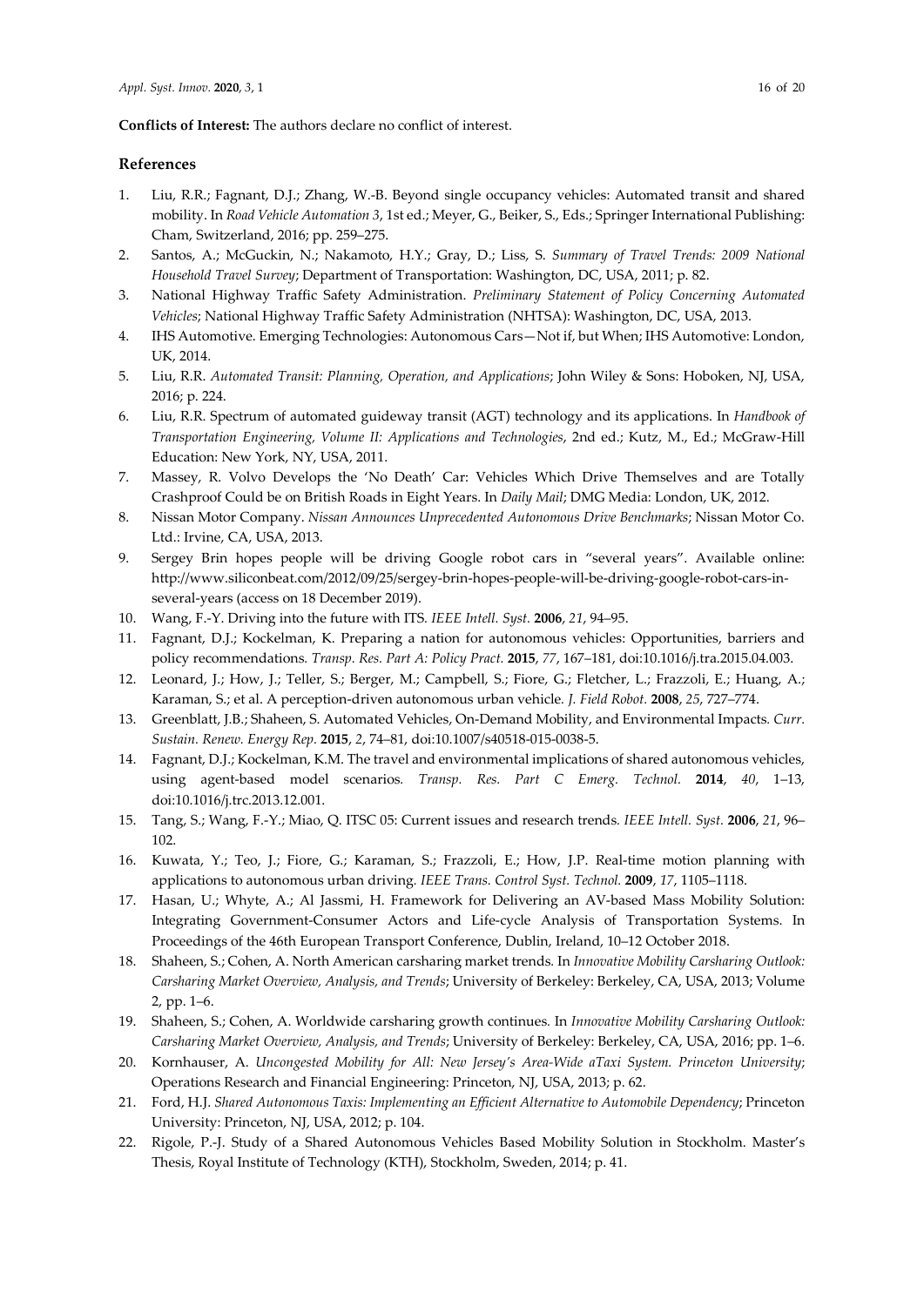**Conflicts of Interest:** The authors declare no conflict of interest.

## References

1. Liu, R.R.; Fagnant, D.J.; Zhang, W.-B. Beyond single occupancy vehicles: Automated transit and shared mobility. In *Road Vehicle Automation 3*, 1st ed.; Meyer, G., Beiker, S., Eds.; Springer International Publishing: Cham, Switzerland, 2016; pp. 259–275.
2. Santos, A.; McGuckin, N.; Nakamoto, H.Y.; Gray, D.; Liss, S. *Summary of Travel Trends: 2009 National Household Travel Survey*; Department of Transportation: Washington, DC, USA, 2011; p. 82.
3. National Highway Traffic Safety Administration. *Preliminary Statement of Policy Concerning Automated Vehicles*; National Highway Traffic Safety Administration (NHTSA): Washington, DC, USA, 2013.
4. IHS Automotive. Emerging Technologies: Autonomous Cars—Not if, but When; IHS Automotive: London, UK, 2014.
5. Liu, R.R. *Automated Transit: Planning, Operation, and Applications*; John Wiley & Sons: Hoboken, NJ, USA, 2016; p. 224.
6. Liu, R.R. Spectrum of automated guideway transit (AGT) technology and its applications. In *Handbook of Transportation Engineering, Volume II: Applications and Technologies*, 2nd ed.; Kutz, M., Ed.; McGraw-Hill Education: New York, NY, USA, 2011.
7. Massey, R. Volvo Develops the 'No Death' Car: Vehicles Which Drive Themselves and are Totally Crashproof Could be on British Roads in Eight Years. In *Daily Mail*; DMG Media: London, UK, 2012.
8. Nissan Motor Company. *Nissan Announces Unprecedented Autonomous Drive Benchmarks*; Nissan Motor Co. Ltd.: Irvine, CA, USA, 2013.
9. Sergey Brin hopes people will be driving Google robot cars in "several years". Available online: http://www.siliconbeat.com/2012/09/25/sergey-brin-hopes-people-will-be-driving-google-robot-cars-in-several-years (access on 18 December 2019).
10. Wang, F.-Y. Driving into the future with ITS. *IEEE Intell. Syst.* **2006**, *21*, 94–95.
11. Fagnant, D.J.; Kockelman, K. Preparing a nation for autonomous vehicles: Opportunities, barriers and policy recommendations. *Transp. Res. Part A: Policy Pract.* **2015**, *77*, 167–181, doi:10.1016/j.tra.2015.04.003.
12. Leonard, J.; How, J.; Teller, S.; Berger, M.; Campbell, S.; Fiore, G.; Fletcher, L.; Frazzoli, E.; Huang, A.; Karaman, S.; et al. A perception-driven autonomous urban vehicle. *J. Field Robot.* **2008**, *25*, 727–774.
13. Greenblatt, J.B.; Shaheen, S. Automated Vehicles, On-Demand Mobility, and Environmental Impacts. *Curr. Sustain. Renew. Energy Rep.* **2015**, *2*, 74–81, doi:10.1007/s40518-015-0038-5.
14. Fagnant, D.J.; Kockelman, K.M. The travel and environmental implications of shared autonomous vehicles, using agent-based model scenarios. *Transp. Res. Part C Emerg. Technol.* **2014**, *40*, 1–13, doi:10.1016/j.trc.2013.12.001.
15. Tang, S.; Wang, F.-Y.; Miao, Q. ITSC 05: Current issues and research trends. *IEEE Intell. Syst.* **2006**, *21*, 96–102.
16. Kuwata, Y.; Teo, J.; Fiore, G.; Karaman, S.; Frazzoli, E.; How, J.P. Real-time motion planning with applications to autonomous urban driving. *IEEE Trans. Control Syst. Technol.* **2009**, *17*, 1105–1118.
17. Hasan, U.; Whyte, A.; Al Jassmi, H. Framework for Delivering an AV-based Mass Mobility Solution: Integrating Government-Consumer Actors and Life-cycle Analysis of Transportation Systems. In Proceedings of the 46th European Transport Conference, Dublin, Ireland, 10–12 October 2018.
18. Shaheen, S.; Cohen, A. North American carsharing market trends. In *Innovative Mobility Carsharing Outlook: Carsharing Market Overview, Analysis, and Trends*; University of Berkeley: Berkeley, CA, USA, 2013; Volume 2, pp. 1–6.
19. Shaheen, S.; Cohen, A. Worldwide carsharing growth continues. In *Innovative Mobility Carsharing Outlook: Carsharing Market Overview, Analysis, and Trends*; University of Berkeley: Berkeley, CA, USA, 2016; pp. 1–6.
20. Kornhauser, A. *Uncongested Mobility for All: New Jersey's Area-Wide aTaxi System. Princeton University*; Operations Research and Financial Engineering: Princeton, NJ, USA, 2013; p. 62.
21. Ford, H.J. *Shared Autonomous Taxis: Implementing an Efficient Alternative to Automobile Dependency*; Princeton University: Princeton, NJ, USA, 2012; p. 104.
22. Rigole, P.-J. Study of a Shared Autonomous Vehicles Based Mobility Solution in Stockholm. Master's Thesis, Royal Institute of Technology (KTH), Stockholm, Sweden, 2014; p. 41.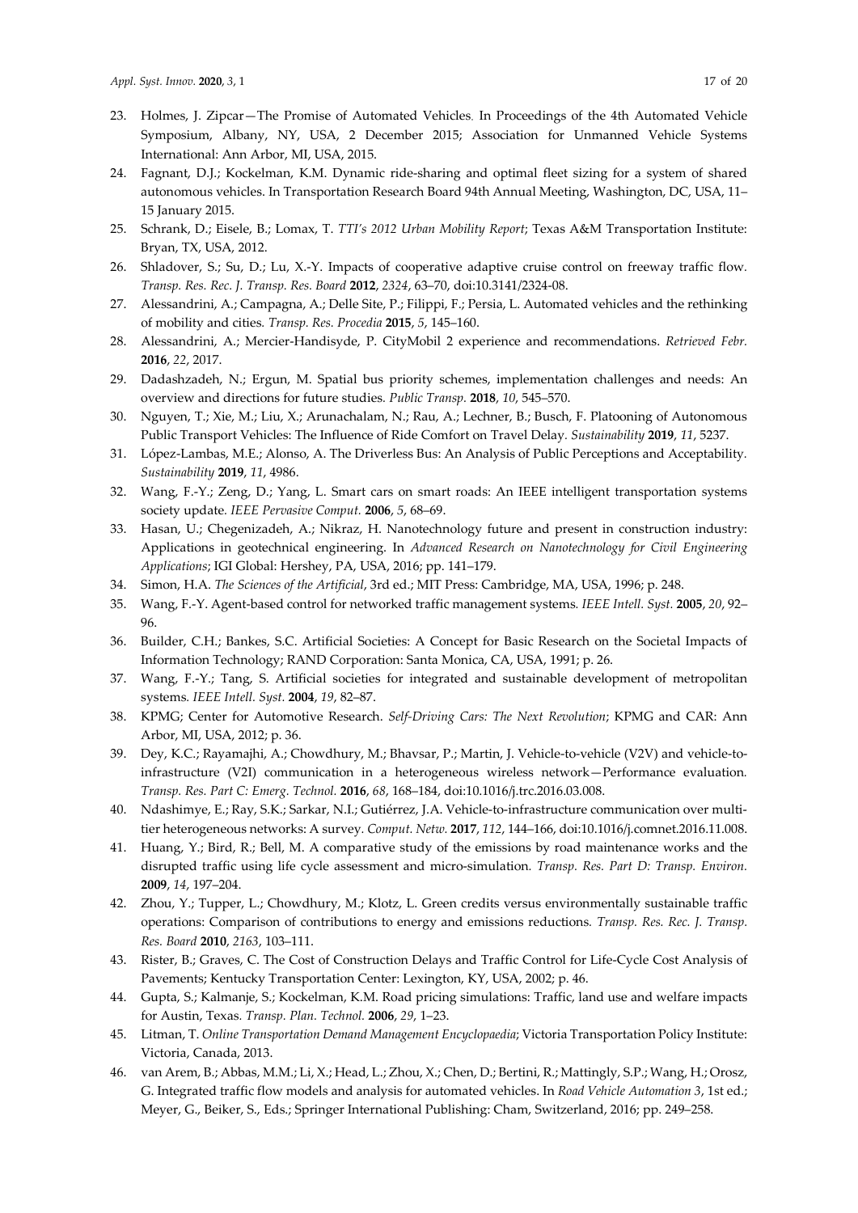23. Holmes, J. Zipcar—The Promise of Automated Vehicles. In Proceedings of the 4th Automated Vehicle Symposium, Albany, NY, USA, 2 December 2015; Association for Unmanned Vehicle Systems International: Ann Arbor, MI, USA, 2015.
24. Fagnant, D.J.; Kockelman, K.M. Dynamic ride-sharing and optimal fleet sizing for a system of shared autonomous vehicles. In Transportation Research Board 94th Annual Meeting, Washington, DC, USA, 11–15 January 2015.
25. Schrank, D.; Eisele, B.; Lomax, T. *TTI's 2012 Urban Mobility Report*; Texas A&M Transportation Institute: Bryan, TX, USA, 2012.
26. Shladover, S.; Su, D.; Lu, X.-Y. Impacts of cooperative adaptive cruise control on freeway traffic flow. *Transp. Res. Rec. J. Transp. Res. Board* **2012**, *2324*, 63–70, doi:10.3141/2324-08.
27. Alessandrini, A.; Campagna, A.; Delle Site, P.; Filippi, F.; Persia, L. Automated vehicles and the rethinking of mobility and cities. *Transp. Res. Procedia* **2015**, *5*, 145–160.
28. Alessandrini, A.; Mercier-Handisyde, P. CityMobil 2 experience and recommendations. *Retrieved Febr.* **2016**, *22*, 2017.
29. Dadashzadeh, N.; Ergun, M. Spatial bus priority schemes, implementation challenges and needs: An overview and directions for future studies. *Public Transp.* **2018**, *10*, 545–570.
30. Nguyen, T.; Xie, M.; Liu, X.; Arunachalam, N.; Rau, A.; Lechner, B.; Busch, F. Platooning of Autonomous Public Transport Vehicles: The Influence of Ride Comfort on Travel Delay. *Sustainability* **2019**, *11*, 5237.
31. López-Lambas, M.E.; Alonso, A. The Driverless Bus: An Analysis of Public Perceptions and Acceptability. *Sustainability* **2019**, *11*, 4986.
32. Wang, F.-Y.; Zeng, D.; Yang, L. Smart cars on smart roads: An IEEE intelligent transportation systems society update. *IEEE Pervasive Comput.* **2006**, *5*, 68–69.
33. Hasan, U.; Chegenizadeh, A.; Nikraz, H. Nanotechnology future and present in construction industry: Applications in geotechnical engineering. In *Advanced Research on Nanotechnology for Civil Engineering Applications*; IGI Global: Hershey, PA, USA, 2016; pp. 141–179.
34. Simon, H.A. *The Sciences of the Artificial*, 3rd ed.; MIT Press: Cambridge, MA, USA, 1996; p. 248.
35. Wang, F.-Y. Agent-based control for networked traffic management systems. *IEEE Intell. Syst.* **2005**, *20*, 92–96.
36. Builder, C.H.; Bankes, S.C. Artificial Societies: A Concept for Basic Research on the Societal Impacts of Information Technology; RAND Corporation: Santa Monica, CA, USA, 1991; p. 26.
37. Wang, F.-Y.; Tang, S. Artificial societies for integrated and sustainable development of metropolitan systems. *IEEE Intell. Syst.* **2004**, *19*, 82–87.
38. KPMG; Center for Automotive Research. *Self-Driving Cars: The Next Revolution*; KPMG and CAR: Ann Arbor, MI, USA, 2012; p. 36.
39. Dey, K.C.; Rayamajhi, A.; Chowdhury, M.; Bhavsar, P.; Martin, J. Vehicle-to-vehicle (V2V) and vehicle-to-infrastructure (V2I) communication in a heterogeneous wireless network—Performance evaluation. *Transp. Res. Part C: Emerg. Technol.* **2016**, *68*, 168–184, doi:10.1016/j.trc.2016.03.008.
40. Ndashimye, E.; Ray, S.K.; Sarkar, N.I.; Gutiérrez, J.A. Vehicle-to-infrastructure communication over multi-tier heterogeneous networks: A survey. *Comput. Netw.* **2017**, *112*, 144–166, doi:10.1016/j.comnet.2016.11.008.
41. Huang, Y.; Bird, R.; Bell, M. A comparative study of the emissions by road maintenance works and the disrupted traffic using life cycle assessment and micro-simulation. *Transp. Res. Part D: Transp. Environ.* **2009**, *14*, 197–204.
42. Zhou, Y.; Tupper, L.; Chowdhury, M.; Klotz, L. Green credits versus environmentally sustainable traffic operations: Comparison of contributions to energy and emissions reductions. *Transp. Res. Rec. J. Transp. Res. Board* **2010**, *2163*, 103–111.
43. Rister, B.; Graves, C. The Cost of Construction Delays and Traffic Control for Life-Cycle Cost Analysis of Pavements; Kentucky Transportation Center: Lexington, KY, USA, 2002; p. 46.
44. Gupta, S.; Kalmanje, S.; Kockelman, K.M. Road pricing simulations: Traffic, land use and welfare impacts for Austin, Texas. *Transp. Plan. Technol.* **2006**, *29*, 1–23.
45. Litman, T. *Online Transportation Demand Management Encyclopaedia*; Victoria Transportation Policy Institute: Victoria, Canada, 2013.
46. van Arem, B.; Abbas, M.M.; Li, X.; Head, L.; Zhou, X.; Chen, D.; Bertini, R.; Mattingly, S.P.; Wang, H.; Orosz, G. Integrated traffic flow models and analysis for automated vehicles. In *Road Vehicle Automation 3*, 1st ed.; Meyer, G., Beiker, S., Eds.; Springer International Publishing: Cham, Switzerland, 2016; pp. 249–258.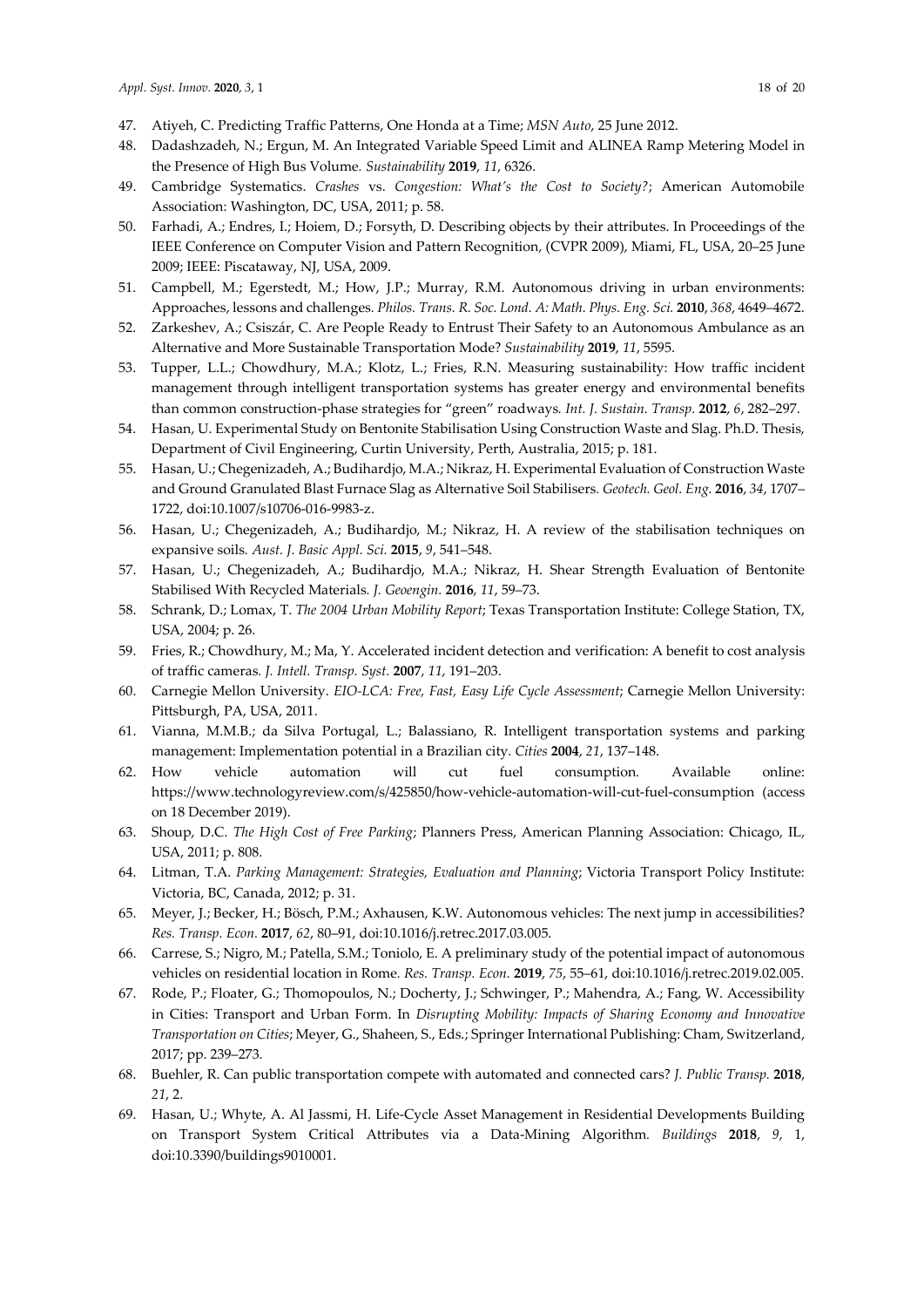47. Atiyeh, C. Predicting Traffic Patterns, One Honda at a Time; *MSN Auto*, 25 June 2012.
48. Dadashzadeh, N.; Ergun, M. An Integrated Variable Speed Limit and ALINEA Ramp Metering Model in the Presence of High Bus Volume. *Sustainability* **2019**, *11*, 6326.
49. Cambridge Systematics. *Crashes* vs. *Congestion: What's the Cost to Society?*; American Automobile Association: Washington, DC, USA, 2011; p. 58.
50. Farhadi, A.; Endres, I.; Hoiem, D.; Forsyth, D. Describing objects by their attributes. In Proceedings of the IEEE Conference on Computer Vision and Pattern Recognition, (CVPR 2009), Miami, FL, USA, 20–25 June 2009; IEEE: Piscataway, NJ, USA, 2009.
51. Campbell, M.; Egerstedt, M.; How, J.P.; Murray, R.M. Autonomous driving in urban environments: Approaches, lessons and challenges. *Philos. Trans. R. Soc. Lond. A: Math. Phys. Eng. Sci.* **2010**, *368*, 4649–4672.
52. Zarkeshev, A.; Csiszár, C. Are People Ready to Entrust Their Safety to an Autonomous Ambulance as an Alternative and More Sustainable Transportation Mode? *Sustainability* **2019**, *11*, 5595.
53. Tupper, L.L.; Chowdhury, M.A.; Klotz, L.; Fries, R.N. Measuring sustainability: How traffic incident management through intelligent transportation systems has greater energy and environmental benefits than common construction-phase strategies for "green" roadways. *Int. J. Sustain. Transp.* **2012**, *6*, 282–297.
54. Hasan, U. Experimental Study on Bentonite Stabilisation Using Construction Waste and Slag. Ph.D. Thesis, Department of Civil Engineering, Curtin University, Perth, Australia, 2015; p. 181.
55. Hasan, U.; Chegenizadeh, A.; Budihardjo, M.A.; Nikraz, H. Experimental Evaluation of Construction Waste and Ground Granulated Blast Furnace Slag as Alternative Soil Stabilisers. *Geotech. Geol. Eng.* **2016**, *34*, 1707–1722, doi:10.1007/s10706-016-9983-z.
56. Hasan, U.; Chegenizadeh, A.; Budihardjo, M.; Nikraz, H. A review of the stabilisation techniques on expansive soils. *Aust. J. Basic Appl. Sci.* **2015**, *9*, 541–548.
57. Hasan, U.; Chegenizadeh, A.; Budihardjo, M.A.; Nikraz, H. Shear Strength Evaluation of Bentonite Stabilised With Recycled Materials. *J. Geoengin.* **2016**, *11*, 59–73.
58. Schrank, D.; Lomax, T. *The 2004 Urban Mobility Report*; Texas Transportation Institute: College Station, TX, USA, 2004; p. 26.
59. Fries, R.; Chowdhury, M.; Ma, Y. Accelerated incident detection and verification: A benefit to cost analysis of traffic cameras. *J. Intell. Transp. Syst.* **2007**, *11*, 191–203.
60. Carnegie Mellon University. *EIO-LCA: Free, Fast, Easy Life Cycle Assessment*; Carnegie Mellon University: Pittsburgh, PA, USA, 2011.
61. Vianna, M.M.B.; da Silva Portugal, L.; Balassiano, R. Intelligent transportation systems and parking management: Implementation potential in a Brazilian city. *Cities* **2004**, *21*, 137–148.
62. How vehicle automation will cut fuel consumption. Available online: https://www.technologyreview.com/s/425850/how-vehicle-automation-will-cut-fuel-consumption (access on 18 December 2019).
63. Shoup, D.C. *The High Cost of Free Parking*; Planners Press, American Planning Association: Chicago, IL, USA, 2011; p. 808.
64. Litman, T.A. *Parking Management: Strategies, Evaluation and Planning*; Victoria Transport Policy Institute: Victoria, BC, Canada, 2012; p. 31.
65. Meyer, J.; Becker, H.; Bösch, P.M.; Axhausen, K.W. Autonomous vehicles: The next jump in accessibilities? *Res. Transp. Econ.* **2017**, *62*, 80–91, doi:10.1016/j.retrec.2017.03.005.
66. Carrese, S.; Nigro, M.; Patella, S.M.; Toniolo, E. A preliminary study of the potential impact of autonomous vehicles on residential location in Rome. *Res. Transp. Econ.* **2019**, *75*, 55–61, doi:10.1016/j.retrec.2019.02.005.
67. Rode, P.; Floater, G.; Thomopoulos, N.; Docherty, J.; Schwinger, P.; Mahendra, A.; Fang, W. Accessibility in Cities: Transport and Urban Form. In *Disrupting Mobility: Impacts of Sharing Economy and Innovative Transportation on Cities*; Meyer, G., Shaheen, S., Eds.; Springer International Publishing: Cham, Switzerland, 2017; pp. 239–273.
68. Buehler, R. Can public transportation compete with automated and connected cars? *J. Public Transp.* **2018**, *21*, 2.
69. Hasan, U.; Whyte, A. Al Jassmi, H. Life-Cycle Asset Management in Residential Developments Building on Transport System Critical Attributes via a Data-Mining Algorithm. *Buildings* **2018**, *9*, 1, doi:10.3390/buildings9010001.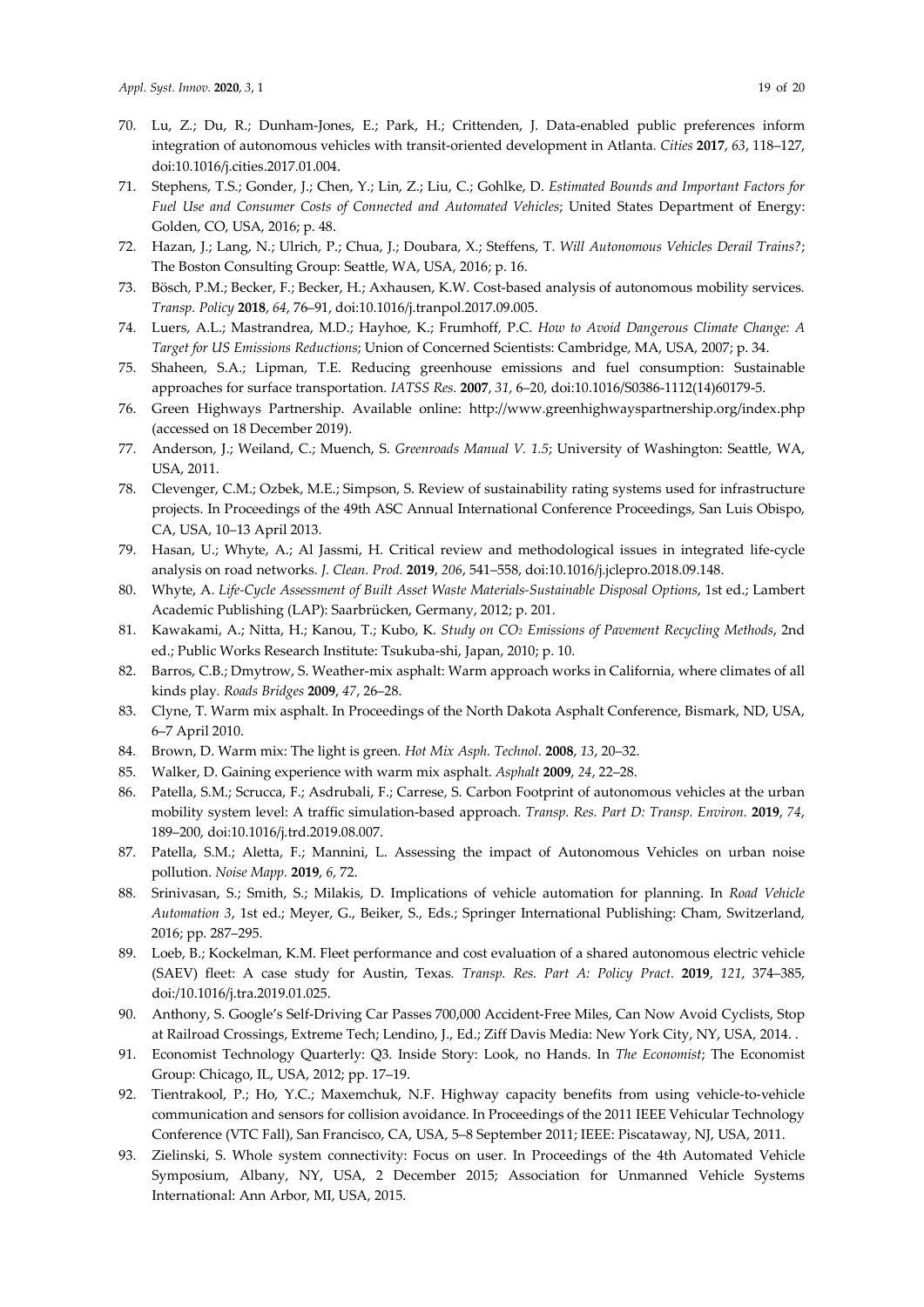70. Lu, Z.; Du, R.; Dunham-Jones, E.; Park, H.; Crittenden, J. Data-enabled public preferences inform integration of autonomous vehicles with transit-oriented development in Atlanta. *Cities* **2017**, *63*, 118–127, doi:10.1016/j.cities.2017.01.004.
71. Stephens, T.S.; Gonder, J.; Chen, Y.; Lin, Z.; Liu, C.; Gohlke, D. *Estimated Bounds and Important Factors for Fuel Use and Consumer Costs of Connected and Automated Vehicles*; United States Department of Energy: Golden, CO, USA, 2016; p. 48.
72. Hazan, J.; Lang, N.; Ulrich, P.; Chua, J.; Doubara, X.; Steffens, T. *Will Autonomous Vehicles Derail Trains?*; The Boston Consulting Group: Seattle, WA, USA, 2016; p. 16.
73. Bösch, P.M.; Becker, F.; Becker, H.; Axhausen, K.W. Cost-based analysis of autonomous mobility services. *Transp. Policy* **2018**, *64*, 76–91, doi:10.1016/j.tranpol.2017.09.005.
74. Luers, A.L.; Mastrandrea, M.D.; Hayhoe, K.; Frumhoff, P.C. *How to Avoid Dangerous Climate Change: A Target for US Emissions Reductions*; Union of Concerned Scientists: Cambridge, MA, USA, 2007; p. 34.
75. Shaheen, S.A.; Lipman, T.E. Reducing greenhouse emissions and fuel consumption: Sustainable approaches for surface transportation. *IATSS Res.* **2007**, *31*, 6–20, doi:10.1016/S0386-1112(14)60179-5.
76. Green Highways Partnership. Available online: http://www.greenhighwayspartnership.org/index.php (accessed on 18 December 2019).
77. Anderson, J.; Weiland, C.; Muench, S. *Greenroads Manual V. 1.5*; University of Washington: Seattle, WA, USA, 2011.
78. Clevenger, C.M.; Ozbek, M.E.; Simpson, S. Review of sustainability rating systems used for infrastructure projects. In Proceedings of the 49th ASC Annual International Conference Proceedings, San Luis Obispo, CA, USA, 10–13 April 2013.
79. Hasan, U.; Whyte, A.; Al Jassmi, H. Critical review and methodological issues in integrated life-cycle analysis on road networks. *J. Clean. Prod.* **2019**, *206*, 541–558, doi:10.1016/j.jclepro.2018.09.148.
80. Whyte, A. *Life-Cycle Assessment of Built Asset Waste Materials-Sustainable Disposal Options*, 1st ed.; Lambert Academic Publishing (LAP): Saarbrücken, Germany, 2012; p. 201.
81. Kawakami, A.; Nitta, H.; Kanou, T.; Kubo, K. *Study on $CO_2$ Emissions of Pavement Recycling Methods*, 2nd ed.; Public Works Research Institute: Tsukuba-shi, Japan, 2010; p. 10.
82. Barros, C.B.; Dmytrow, S. Weather-mix asphalt: Warm approach works in California, where climates of all kinds play. *Roads Bridges* **2009**, *47*, 26–28.
83. Clyne, T. Warm mix asphalt. In Proceedings of the North Dakota Asphalt Conference, Bismark, ND, USA, 6–7 April 2010.
84. Brown, D. Warm mix: The light is green. *Hot Mix Asph. Technol.* **2008**, *13*, 20–32.
85. Walker, D. Gaining experience with warm mix asphalt. *Asphalt* **2009**, *24*, 22–28.
86. Patella, S.M.; Scrucca, F.; Asdrubali, F.; Carrese, S. Carbon Footprint of autonomous vehicles at the urban mobility system level: A traffic simulation-based approach. *Transp. Res. Part D: Transp. Environ.* **2019**, *74*, 189–200, doi:10.1016/j.trd.2019.08.007.
87. Patella, S.M.; Aletta, F.; Mannini, L. Assessing the impact of Autonomous Vehicles on urban noise pollution. *Noise Mapp.* **2019**, *6*, 72.
88. Srinivasan, S.; Smith, S.; Milakis, D. Implications of vehicle automation for planning. In *Road Vehicle Automation 3*, 1st ed.; Meyer, G., Beiker, S., Eds.; Springer International Publishing: Cham, Switzerland, 2016; pp. 287–295.
89. Loeb, B.; Kockelman, K.M. Fleet performance and cost evaluation of a shared autonomous electric vehicle (SAEV) fleet: A case study for Austin, Texas. *Transp. Res. Part A: Policy Pract.* **2019**, *121*, 374–385, doi:/10.1016/j.tra.2019.01.025.
90. Anthony, S. Google's Self-Driving Car Passes 700,000 Accident-Free Miles, Can Now Avoid Cyclists, Stop at Railroad Crossings, Extreme Tech; Lendino, J., Ed.; Ziff Davis Media: New York City, NY, USA, 2014. .
91. Economist Technology Quarterly: Q3. Inside Story: Look, no Hands. In *The Economist*; The Economist Group: Chicago, IL, USA, 2012; pp. 17–19.
92. Tientrakool, P.; Ho, Y.C.; Maxemchuk, N.F. Highway capacity benefits from using vehicle-to-vehicle communication and sensors for collision avoidance. In Proceedings of the 2011 IEEE Vehicular Technology Conference (VTC Fall), San Francisco, CA, USA, 5–8 September 2011; IEEE: Piscataway, NJ, USA, 2011.
93. Zielinski, S. Whole system connectivity: Focus on user. In Proceedings of the 4th Automated Vehicle Symposium, Albany, NY, USA, 2 December 2015; Association for Unmanned Vehicle Systems International: Ann Arbor, MI, USA, 2015.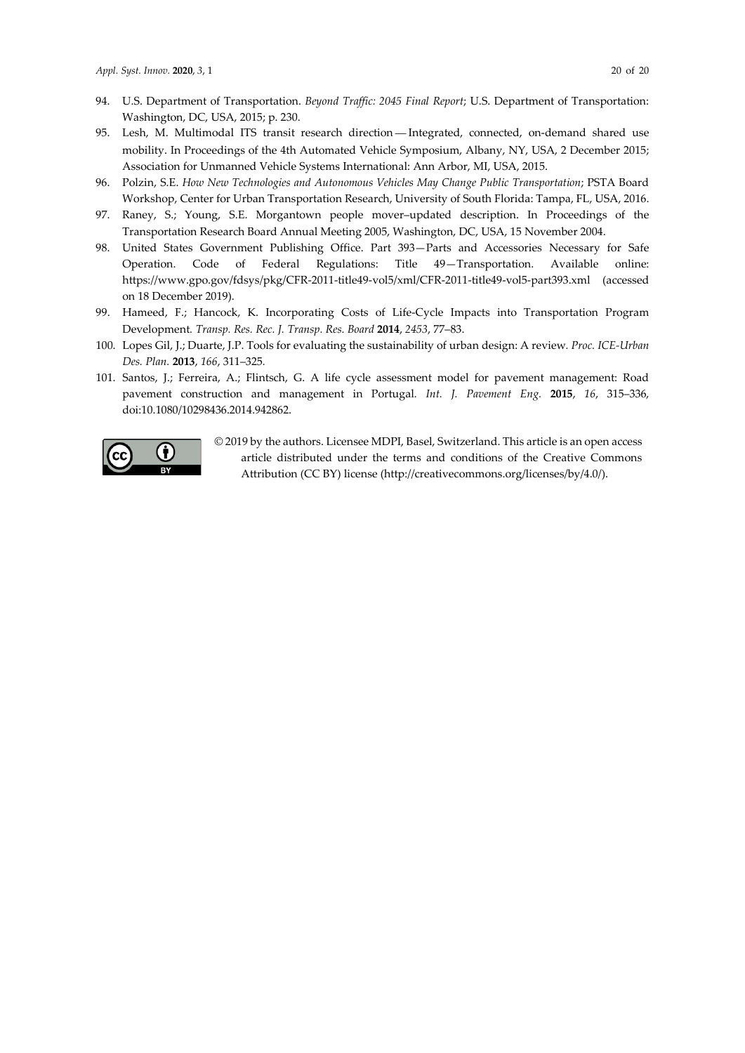94. U.S. Department of Transportation. *Beyond Traffic: 2045 Final Report*; U.S. Department of Transportation: Washington, DC, USA, 2015; p. 230.
95. Lesh, M. Multimodal ITS transit research direction — Integrated, connected, on-demand shared use mobility. In Proceedings of the 4th Automated Vehicle Symposium, Albany, NY, USA, 2 December 2015; Association for Unmanned Vehicle Systems International: Ann Arbor, MI, USA, 2015.
96. Polzin, S.E. *How New Technologies and Autonomous Vehicles May Change Public Transportation*; PSTA Board Workshop, Center for Urban Transportation Research, University of South Florida: Tampa, FL, USA, 2016.
97. Raney, S.; Young, S.E. Morgantown people mover–updated description. In Proceedings of the Transportation Research Board Annual Meeting 2005, Washington, DC, USA, 15 November 2004.
98. United States Government Publishing Office. Part 393—Parts and Accessories Necessary for Safe Operation. Code of Federal Regulations: Title 49—Transportation. Available online: https://www.gpo.gov/fdsys/pkg/CFR-2011-title49-vol5/xml/CFR-2011-title49-vol5-part393.xml (accessed on 18 December 2019).
99. Hameed, F.; Hancock, K. Incorporating Costs of Life-Cycle Impacts into Transportation Program Development. *Transp. Res. Rec. J. Transp. Res. Board* **2014**, *2453*, 77–83.
100. Lopes Gil, J.; Duarte, J.P. Tools for evaluating the sustainability of urban design: A review. *Proc. ICE-Urban Des. Plan.* **2013**, *166*, 311–325.
101. Santos, J.; Ferreira, A.; Flintsch, G. A life cycle assessment model for pavement management: Road pavement construction and management in Portugal. *Int. J. Pavement Eng.* **2015**, *16*, 315–336, doi:10.1080/10298436.2014.942862.

© 2019 by the authors. Licensee MDPI, Basel, Switzerland. This article is an open access article distributed under the terms and conditions of the Creative Commons Attribution (CC BY) license (http://creativecommons.org/licenses/by/4.0/).